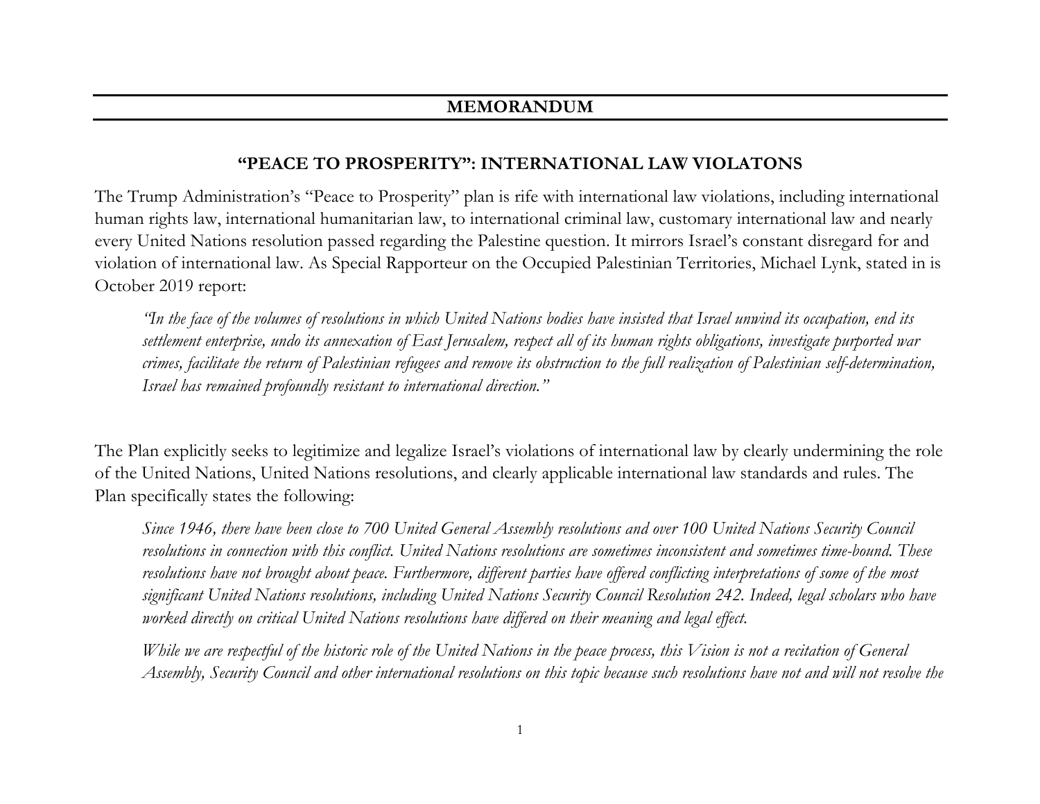# MEMORANDUM

## "PEACE TO PROSPERITY": INTERNATIONAL LAW VIOLATONS

The Trump Administration's "Peace to Prosperity" plan is rife with international law violations, including international human rights law, international humanitarian law, to international criminal law, customary international law and nearly every United Nations resolution passed regarding the Palestine question. It mirrors Israel's constant disregard for and violation of international law. As Special Rapporteur on the Occupied Palestinian Territories, Michael Lynk, stated in is October 2019 report:

> *"In the face of the volumes of resolutions in which United Nations bodies have insisted that Israel unwind its occupation, end its settlement enterprise, undo its annexation of East Jerusalem, respect all of its human rights obligations, investigate purported war crimes, facilitate the return of Palestinian refugees and remove its obstruction to the full realization of Palestinian self-determination, Israel has remained profoundly resistant to international direction."*

The Plan explicitly seeks to legitimize and legalize Israel's violations of international law by clearly undermining the role of the United Nations, United Nations resolutions, and clearly applicable international law standards and rules. The Plan specifically states the following:

> *Since 1946, there have been close to 700 United General Assembly resolutions and over 100 United Nations Security Council resolutions in connection with this conflict. United Nations resolutions are sometimes inconsistent and sometimes time-bound. These resolutions have not brought about peace. Furthermore, different parties have offered conflicting interpretations of some of the most significant United Nations resolutions, including United Nations Security Council Resolution 242. Indeed, legal scholars who have worked directly on critical United Nations resolutions have differed on their meaning and legal effect.*
>
> *While we are respectful of the historic role of the United Nations in the peace process, this Vision is not a recitation of General Assembly, Security Council and other international resolutions on this topic because such resolutions have not and will not resolve the*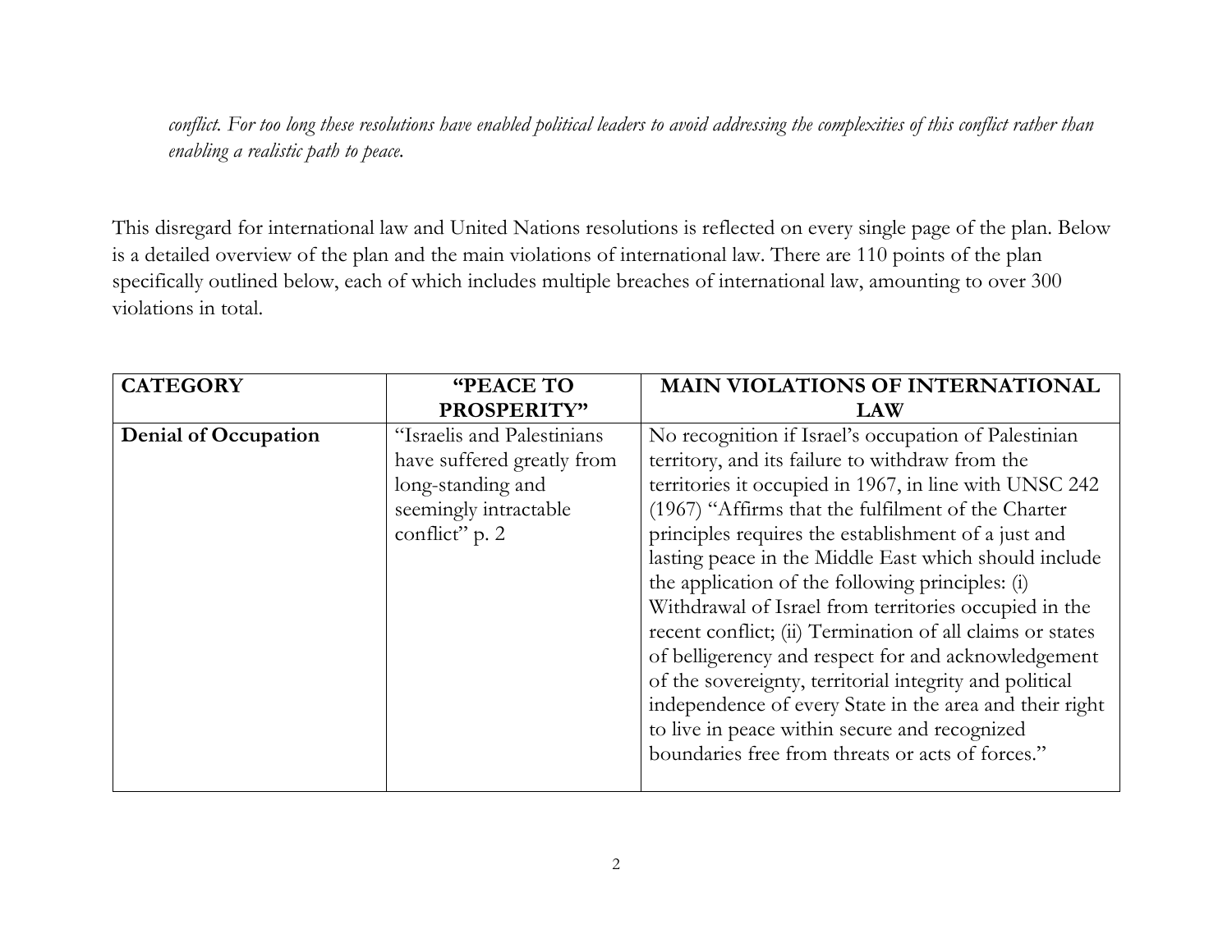*conflict. For too long these resolutions have enabled political leaders to avoid addressing the complexities of this conflict rather than enabling a realistic path to peace.*

This disregard for international law and United Nations resolutions is reflected on every single page of the plan. Below is a detailed overview of the plan and the main violations of international law. There are 110 points of the plan specifically outlined below, each of which includes multiple breaches of international law, amounting to over 300 violations in total.

| **CATEGORY** | **"PEACE TO PROSPERITY"** | **MAIN VIOLATIONS OF INTERNATIONAL LAW** |
|---|---|---|
| **Denial of Occupation** | "Israelis and Palestinians have suffered greatly from long-standing and seemingly intractable conflict" p. 2 | No recognition if Israel's occupation of Palestinian territory, and its failure to withdraw from the territories it occupied in 1967, in line with UNSC 242 (1967) "Affirms that the fulfilment of the Charter principles requires the establishment of a just and lasting peace in the Middle East which should include the application of the following principles: (i) Withdrawal of Israel from territories occupied in the recent conflict; (ii) Termination of all claims or states of belligerency and respect for and acknowledgement of the sovereignty, territorial integrity and political independence of every State in the area and their right to live in peace within secure and recognized boundaries free from threats or acts of forces." |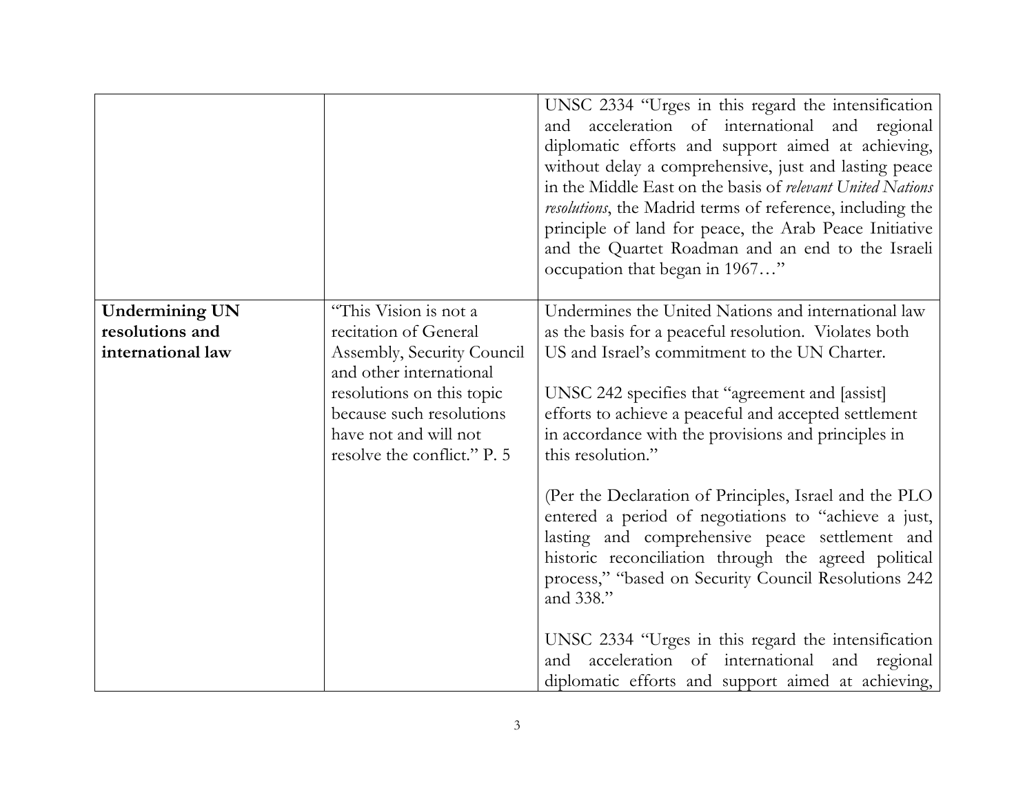| | | |
|---|---|---|
| | | UNSC 2334 "Urges in this regard the intensification and acceleration of international and regional diplomatic efforts and support aimed at achieving, without delay a comprehensive, just and lasting peace in the Middle East on the basis of *relevant United Nations resolutions*, the Madrid terms of reference, including the principle of land for peace, the Arab Peace Initiative and the Quartet Roadman and an end to the Israeli occupation that began in 1967…" |
| **Undermining UN resolutions and international law** | "This Vision is not a recitation of General Assembly, Security Council and other international resolutions on this topic because such resolutions have not and will not resolve the conflict." P. 5 | Undermines the United Nations and international law as the basis for a peaceful resolution. Violates both US and Israel's commitment to the UN Charter.<br><br>UNSC 242 specifies that "agreement and [assist] efforts to achieve a peaceful and accepted settlement in accordance with the provisions and principles in this resolution."<br><br>(Per the Declaration of Principles, Israel and the PLO entered a period of negotiations to "achieve a just, lasting and comprehensive peace settlement and historic reconciliation through the agreed political process," "based on Security Council Resolutions 242 and 338."<br><br>UNSC 2334 "Urges in this regard the intensification and acceleration of international and regional diplomatic efforts and support aimed at achieving, |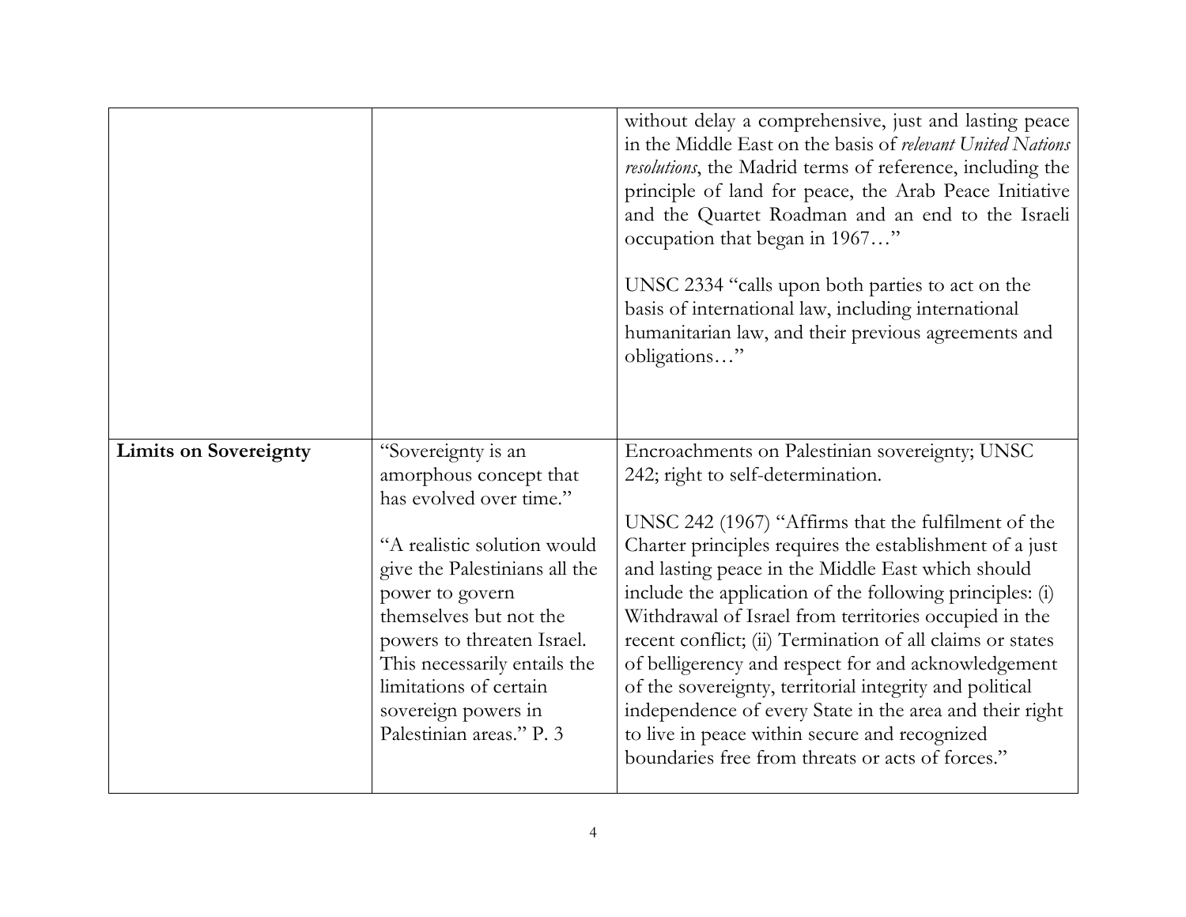| | | |
|---|---|---|
| | | without delay a comprehensive, just and lasting peace in the Middle East on the basis of *relevant United Nations resolutions*, the Madrid terms of reference, including the principle of land for peace, the Arab Peace Initiative and the Quartet Roadman and an end to the Israeli occupation that began in 1967…"<br><br>UNSC 2334 "calls upon both parties to act on the basis of international law, including international humanitarian law, and their previous agreements and obligations…" |
| **Limits on Sovereignty** | "Sovereignty is an amorphous concept that has evolved over time."<br><br>"A realistic solution would give the Palestinians all the power to govern themselves but not the powers to threaten Israel. This necessarily entails the limitations of certain sovereign powers in Palestinian areas." P. 3 | Encroachments on Palestinian sovereignty; UNSC 242; right to self-determination.<br><br>UNSC 242 (1967) "Affirms that the fulfilment of the Charter principles requires the establishment of a just and lasting peace in the Middle East which should include the application of the following principles: (i) Withdrawal of Israel from territories occupied in the recent conflict; (ii) Termination of all claims or states of belligerency and respect for and acknowledgement of the sovereignty, territorial integrity and political independence of every State in the area and their right to live in peace within secure and recognized boundaries free from threats or acts of forces." |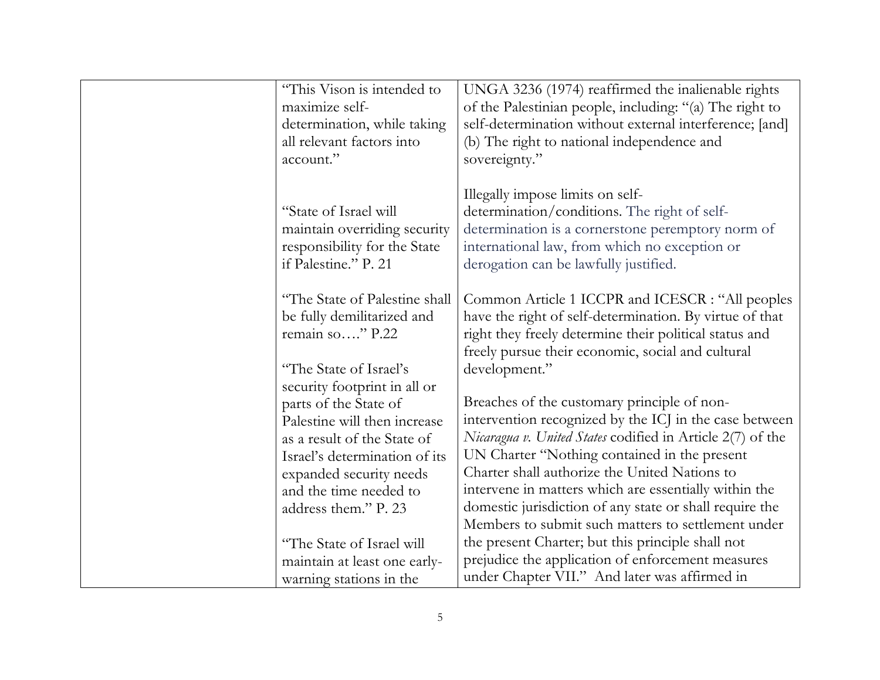| | | |
|---|---|---|
| | "This Vison is intended to maximize self-determination, while taking all relevant factors into account."<br><br>"State of Israel will maintain overriding security responsibility for the State if Palestine." P. 21<br><br>"The State of Palestine shall be fully demilitarized and remain so…." P.22<br><br>"The State of Israel's security footprint in all or parts of the State of Palestine will then increase as a result of the State of Israel's determination of its expanded security needs and the time needed to address them." P. 23<br><br>"The State of Israel will maintain at least one early-warning stations in the | UNGA 3236 (1974) reaffirmed the inalienable rights of the Palestinian people, including: "(a) The right to self-determination without external interference; [and] (b) The right to national independence and sovereignty."<br><br>Illegally impose limits on self-determination/conditions. The right of self-determination is a cornerstone peremptory norm of international law, from which no exception or derogation can be lawfully justified.<br><br>Common Article 1 ICCPR and ICESCR : "All peoples have the right of self-determination. By virtue of that right they freely determine their political status and freely pursue their economic, social and cultural development."<br><br>Breaches of the customary principle of non-intervention recognized by the ICJ in the case between *Nicaragua v. United States* codified in Article 2(7) of the UN Charter "Nothing contained in the present Charter shall authorize the United Nations to intervene in matters which are essentially within the domestic jurisdiction of any state or shall require the Members to submit such matters to settlement under the present Charter; but this principle shall not prejudice the application of enforcement measures under Chapter VII." And later was affirmed in |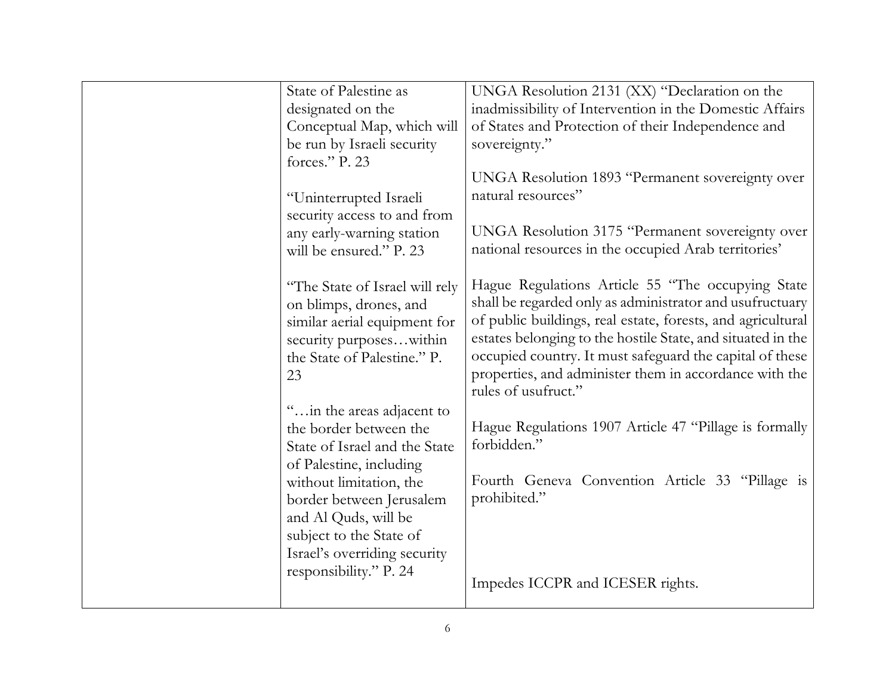| | | |
|---|---|---|
| | State of Palestine as designated on the Conceptual Map, which will be run by Israeli security forces." P. 23<br><br>"Uninterrupted Israeli security access to and from any early-warning station will be ensured." P. 23<br><br>"The State of Israel will rely on blimps, drones, and similar aerial equipment for security purposes…within the State of Palestine." P. 23<br><br>"…in the areas adjacent to the border between the State of Israel and the State of Palestine, including without limitation, the border between Jerusalem and Al Quds, will be subject to the State of Israel's overriding security responsibility." P. 24 | UNGA Resolution 2131 (XX) "Declaration on the inadmissibility of Intervention in the Domestic Affairs of States and Protection of their Independence and sovereignty."<br><br>UNGA Resolution 1893 "Permanent sovereignty over natural resources"<br><br>UNGA Resolution 3175 "Permanent sovereignty over national resources in the occupied Arab territories'<br><br>Hague Regulations Article 55 "The occupying State shall be regarded only as administrator and usufructuary of public buildings, real estate, forests, and agricultural estates belonging to the hostile State, and situated in the occupied country. It must safeguard the capital of these properties, and administer them in accordance with the rules of usufruct."<br><br>Hague Regulations 1907 Article 47 "Pillage is formally forbidden."<br><br>Fourth Geneva Convention Article 33 "Pillage is prohibited."<br><br>Impedes ICCPR and ICESER rights. |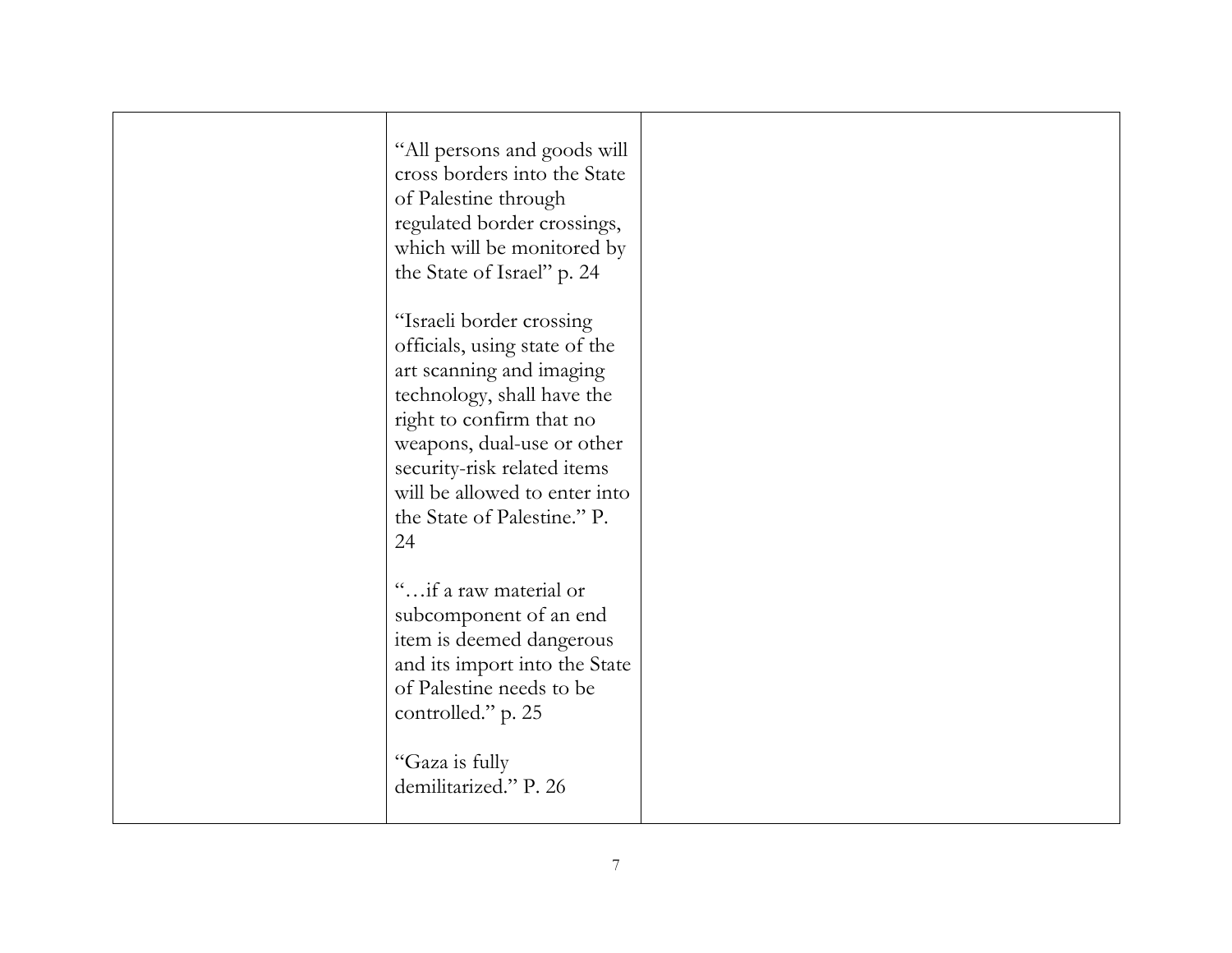| | | |
|---|---|---|
| | "All persons and goods will cross borders into the State of Palestine through regulated border crossings, which will be monitored by the State of Israel" p. 24<br><br>"Israeli border crossing officials, using state of the art scanning and imaging technology, shall have the right to confirm that no weapons, dual-use or other security-risk related items will be allowed to enter into the State of Palestine." P. 24<br><br>"…if a raw material or subcomponent of an end item is deemed dangerous and its import into the State of Palestine needs to be controlled." p. 25<br><br>"Gaza is fully demilitarized." P. 26 | |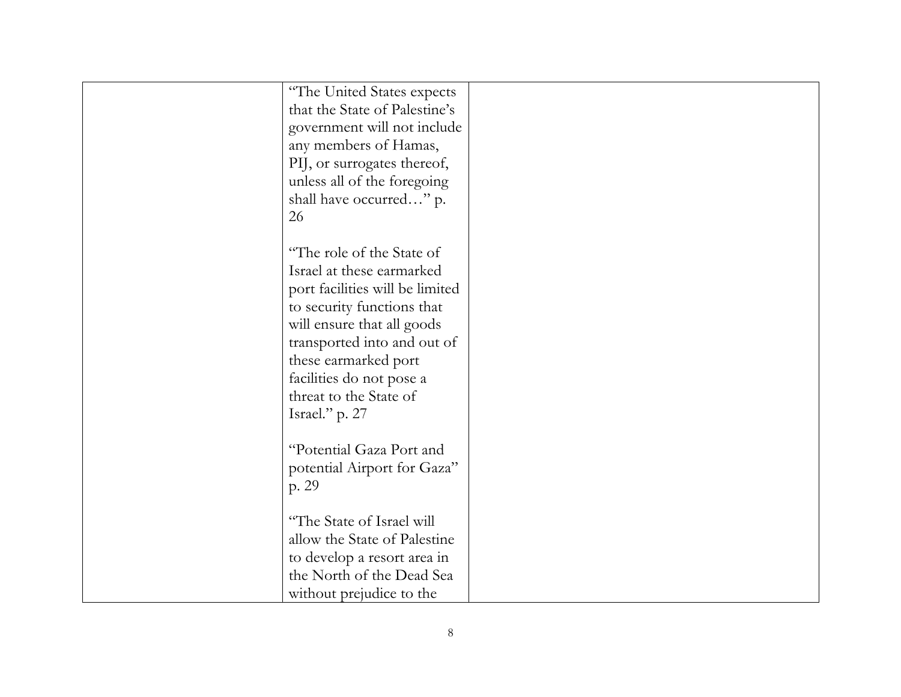|  |  |  |
|---|---|---|
|  | "The United States expects that the State of Palestine's government will not include any members of Hamas, PIJ, or surrogates thereof, unless all of the foregoing shall have occurred…" p. 26<br><br>"The role of the State of Israel at these earmarked port facilities will be limited to security functions that will ensure that all goods transported into and out of these earmarked port facilities do not pose a threat to the State of Israel." p. 27<br><br>"Potential Gaza Port and potential Airport for Gaza" p. 29<br><br>"The State of Israel will allow the State of Palestine to develop a resort area in the North of the Dead Sea without prejudice to the |  |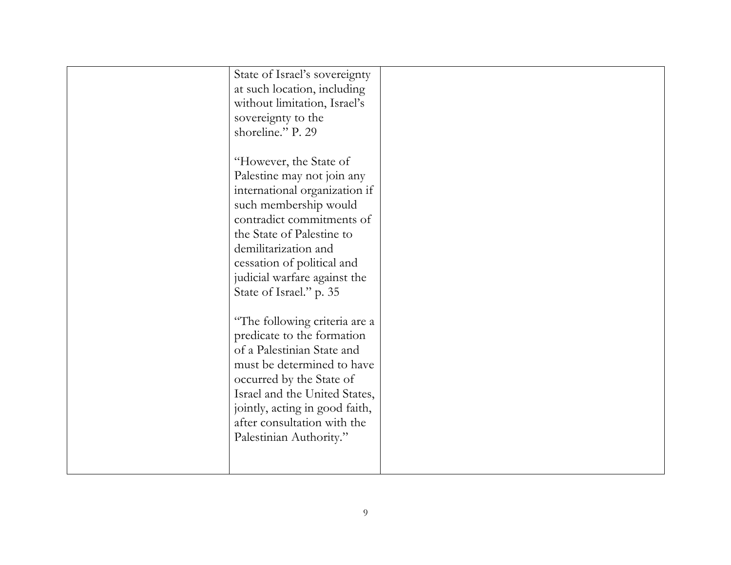| | | |
|---|---|---|
| | State of Israel's sovereignty at such location, including without limitation, Israel's sovereignty to the shoreline." P. 29<br><br>"However, the State of Palestine may not join any international organization if such membership would contradict commitments of the State of Palestine to demilitarization and cessation of political and judicial warfare against the State of Israel." p. 35<br><br>"The following criteria are a predicate to the formation of a Palestinian State and must be determined to have occurred by the State of Israel and the United States, jointly, acting in good faith, after consultation with the Palestinian Authority." | |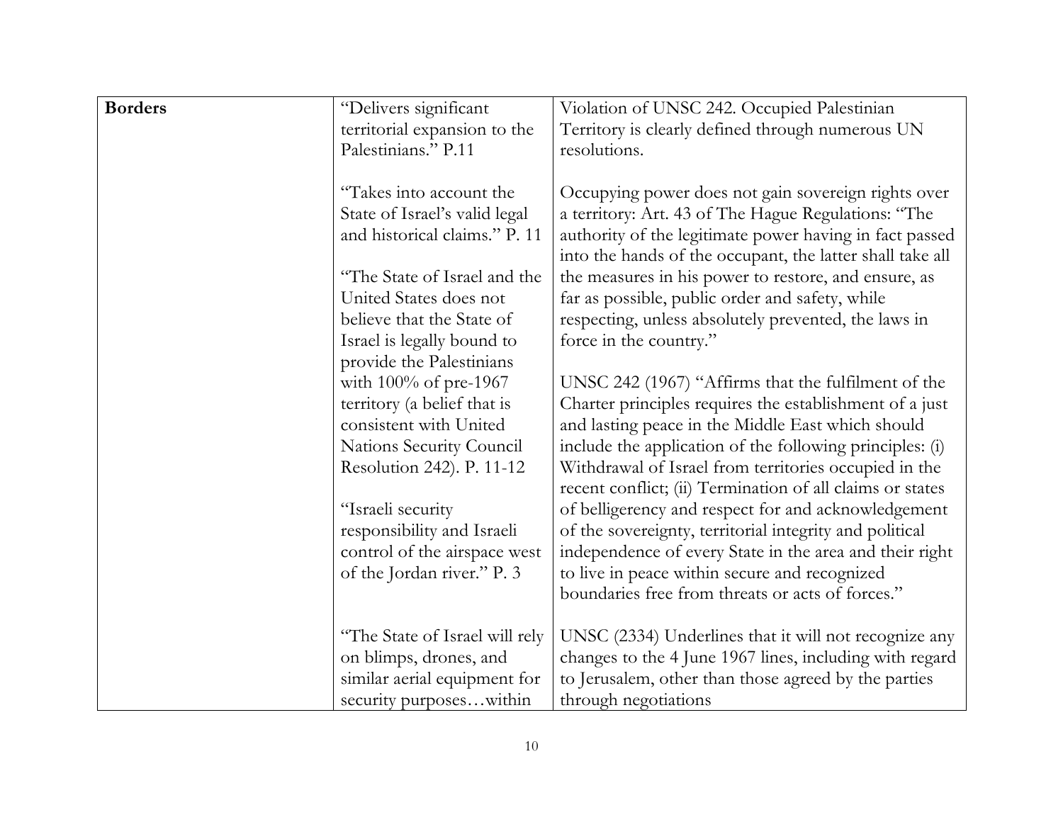| | | |
|---|---|---|
| **Borders** | "Delivers significant territorial expansion to the Palestinians." P.11<br><br>"Takes into account the State of Israel's valid legal and historical claims." P. 11<br><br>"The State of Israel and the United States does not believe that the State of Israel is legally bound to provide the Palestinians with 100% of pre-1967 territory (a belief that is consistent with United Nations Security Council Resolution 242). P. 11-12<br><br>"Israeli security responsibility and Israeli control of the airspace west of the Jordan river." P. 3<br><br>"The State of Israel will rely on blimps, drones, and similar aerial equipment for security purposes…within | Violation of UNSC 242. Occupied Palestinian Territory is clearly defined through numerous UN resolutions.<br><br>Occupying power does not gain sovereign rights over a territory: Art. 43 of The Hague Regulations: "The authority of the legitimate power having in fact passed into the hands of the occupant, the latter shall take all the measures in his power to restore, and ensure, as far as possible, public order and safety, while respecting, unless absolutely prevented, the laws in force in the country."<br><br>UNSC 242 (1967) "Affirms that the fulfilment of the Charter principles requires the establishment of a just and lasting peace in the Middle East which should include the application of the following principles: (i) Withdrawal of Israel from territories occupied in the recent conflict; (ii) Termination of all claims or states of belligerency and respect for and acknowledgement of the sovereignty, territorial integrity and political independence of every State in the area and their right to live in peace within secure and recognized boundaries free from threats or acts of forces."<br><br>UNSC (2334) Underlines that it will not recognize any changes to the 4 June 1967 lines, including with regard to Jerusalem, other than those agreed by the parties through negotiations |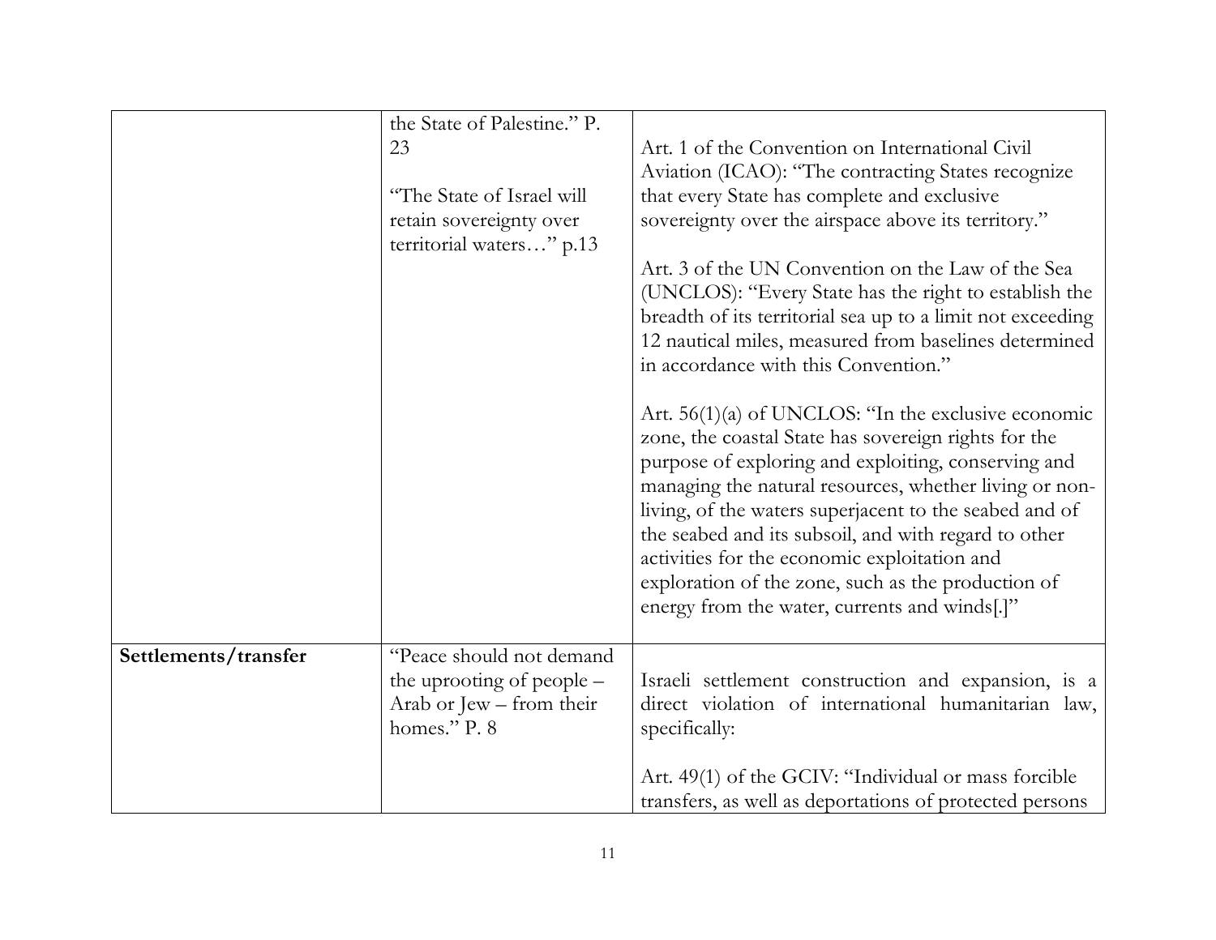| | | |
|---|---|---|
| | the State of Palestine." P. 23<br><br>"The State of Israel will retain sovereignty over territorial waters…" p.13 | Art. 1 of the Convention on International Civil Aviation (ICAO): "The contracting States recognize that every State has complete and exclusive sovereignty over the airspace above its territory."<br><br>Art. 3 of the UN Convention on the Law of the Sea (UNCLOS): "Every State has the right to establish the breadth of its territorial sea up to a limit not exceeding 12 nautical miles, measured from baselines determined in accordance with this Convention."<br><br>Art. 56(1)(a) of UNCLOS: "In the exclusive economic zone, the coastal State has sovereign rights for the purpose of exploring and exploiting, conserving and managing the natural resources, whether living or non-living, of the waters superjacent to the seabed and of the seabed and its subsoil, and with regard to other activities for the economic exploitation and exploration of the zone, such as the production of energy from the water, currents and winds[.]" |
| **Settlements/transfer** | "Peace should not demand the uprooting of people – Arab or Jew – from their homes." P. 8 | Israeli settlement construction and expansion, is a direct violation of international humanitarian law, specifically:<br><br>Art. 49(1) of the GCIV: "Individual or mass forcible transfers, as well as deportations of protected persons |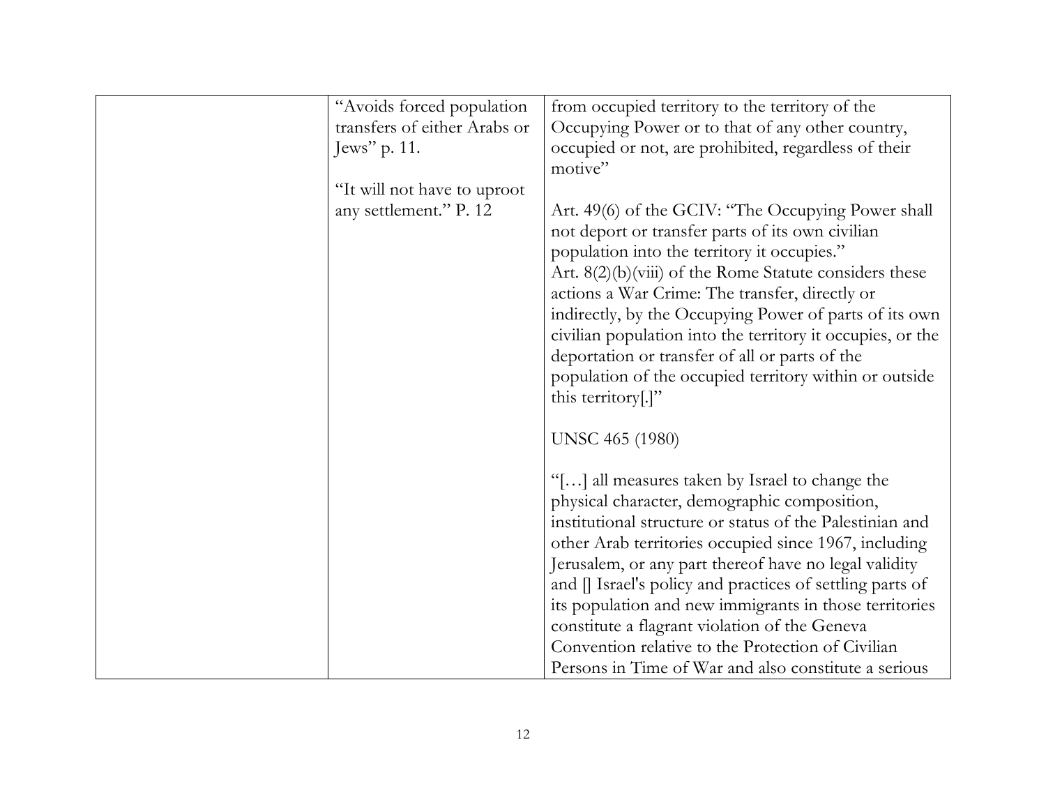| | | |
|---|---|---|
| | "Avoids forced population transfers of either Arabs or Jews" p. 11.<br><br>"It will not have to uproot any settlement." P. 12 | from occupied territory to the territory of the Occupying Power or to that of any other country, occupied or not, are prohibited, regardless of their motive"<br><br>Art. 49(6) of the GCIV: "The Occupying Power shall not deport or transfer parts of its own civilian population into the territory it occupies."<br>Art. 8(2)(b)(viii) of the Rome Statute considers these actions a War Crime: The transfer, directly or indirectly, by the Occupying Power of parts of its own civilian population into the territory it occupies, or the deportation or transfer of all or parts of the population of the occupied territory within or outside this territory[.]"<br><br>UNSC 465 (1980)<br><br>"[…] all measures taken by Israel to change the physical character, demographic composition, institutional structure or status of the Palestinian and other Arab territories occupied since 1967, including Jerusalem, or any part thereof have no legal validity and [] Israel's policy and practices of settling parts of its population and new immigrants in those territories constitute a flagrant violation of the Geneva Convention relative to the Protection of Civilian Persons in Time of War and also constitute a serious |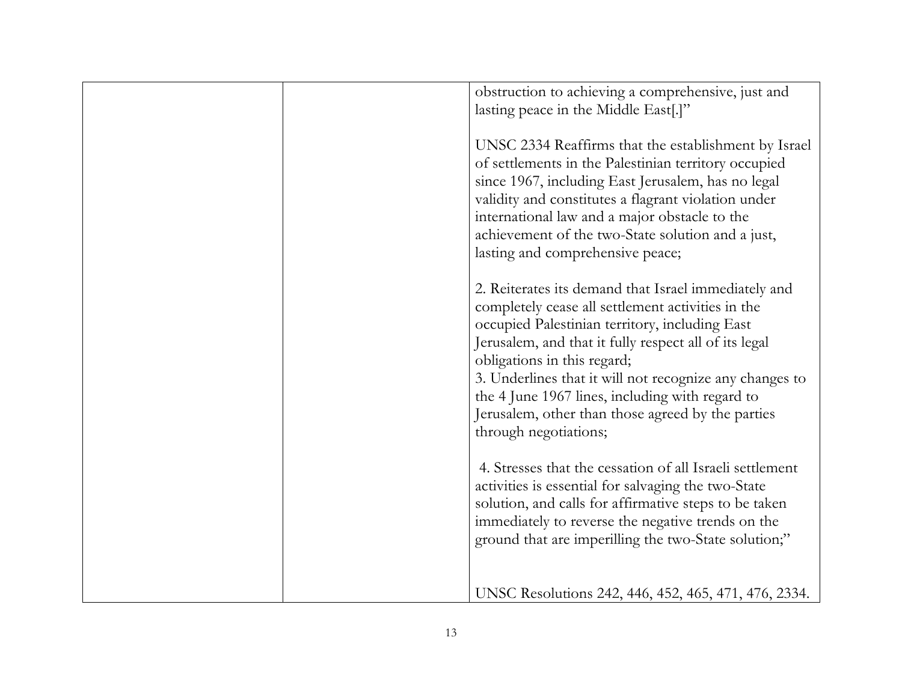|  |  | obstruction to achieving a comprehensive, just and lasting peace in the Middle East[.]"<br><br>UNSC 2334 Reaffirms that the establishment by Israel of settlements in the Palestinian territory occupied since 1967, including East Jerusalem, has no legal validity and constitutes a flagrant violation under international law and a major obstacle to the achievement of the two-State solution and a just, lasting and comprehensive peace;<br><br>2. Reiterates its demand that Israel immediately and completely cease all settlement activities in the occupied Palestinian territory, including East Jerusalem, and that it fully respect all of its legal obligations in this regard;<br>3. Underlines that it will not recognize any changes to the 4 June 1967 lines, including with regard to Jerusalem, other than those agreed by the parties through negotiations;<br><br>4. Stresses that the cessation of all Israeli settlement activities is essential for salvaging the two-State solution, and calls for affirmative steps to be taken immediately to reverse the negative trends on the ground that are imperilling the two-State solution;"<br><br>UNSC Resolutions 242, 446, 452, 465, 471, 476, 2334. |
|---|---|---|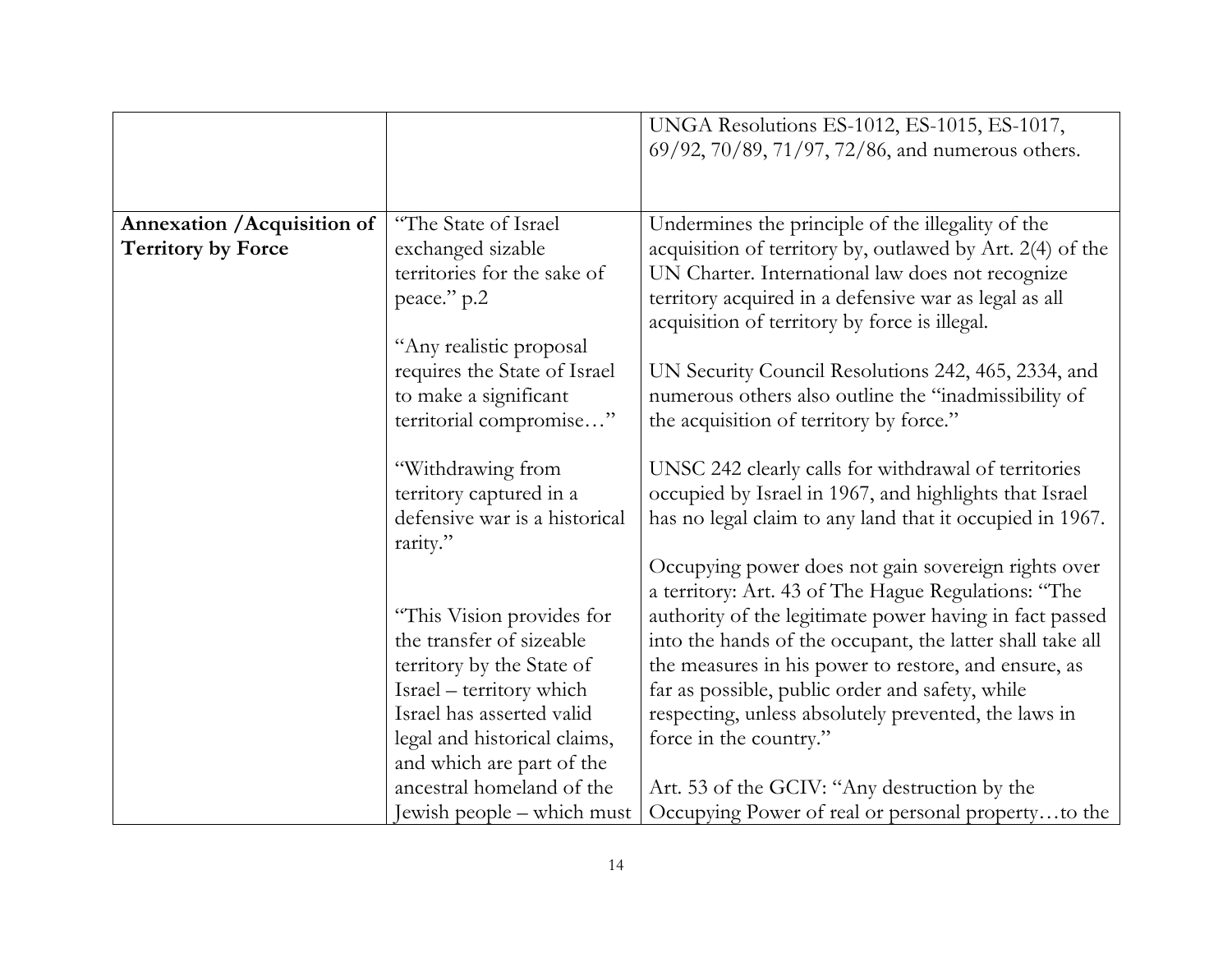| | | |
|---|---|---|
| | | UNGA Resolutions ES-1012, ES-1015, ES-1017, 69/92, 70/89, 71/97, 72/86, and numerous others. |
| **Annexation /Acquisition of Territory by Force** | "The State of Israel exchanged sizable territories for the sake of peace." p.2<br><br>"Any realistic proposal requires the State of Israel to make a significant territorial compromise…"<br><br>"Withdrawing from territory captured in a defensive war is a historical rarity."<br><br>"This Vision provides for the transfer of sizeable territory by the State of Israel – territory which Israel has asserted valid legal and historical claims, and which are part of the ancestral homeland of the Jewish people – which must | Undermines the principle of the illegality of the acquisition of territory by, outlawed by Art. 2(4) of the UN Charter. International law does not recognize territory acquired in a defensive war as legal as all acquisition of territory by force is illegal.<br><br>UN Security Council Resolutions 242, 465, 2334, and numerous others also outline the "inadmissibility of the acquisition of territory by force."<br><br>UNSC 242 clearly calls for withdrawal of territories occupied by Israel in 1967, and highlights that Israel has no legal claim to any land that it occupied in 1967.<br><br>Occupying power does not gain sovereign rights over a territory: Art. 43 of The Hague Regulations: "The authority of the legitimate power having in fact passed into the hands of the occupant, the latter shall take all the measures in his power to restore, and ensure, as far as possible, public order and safety, while respecting, unless absolutely prevented, the laws in force in the country."<br><br>Art. 53 of the GCIV: "Any destruction by the Occupying Power of real or personal property…to the |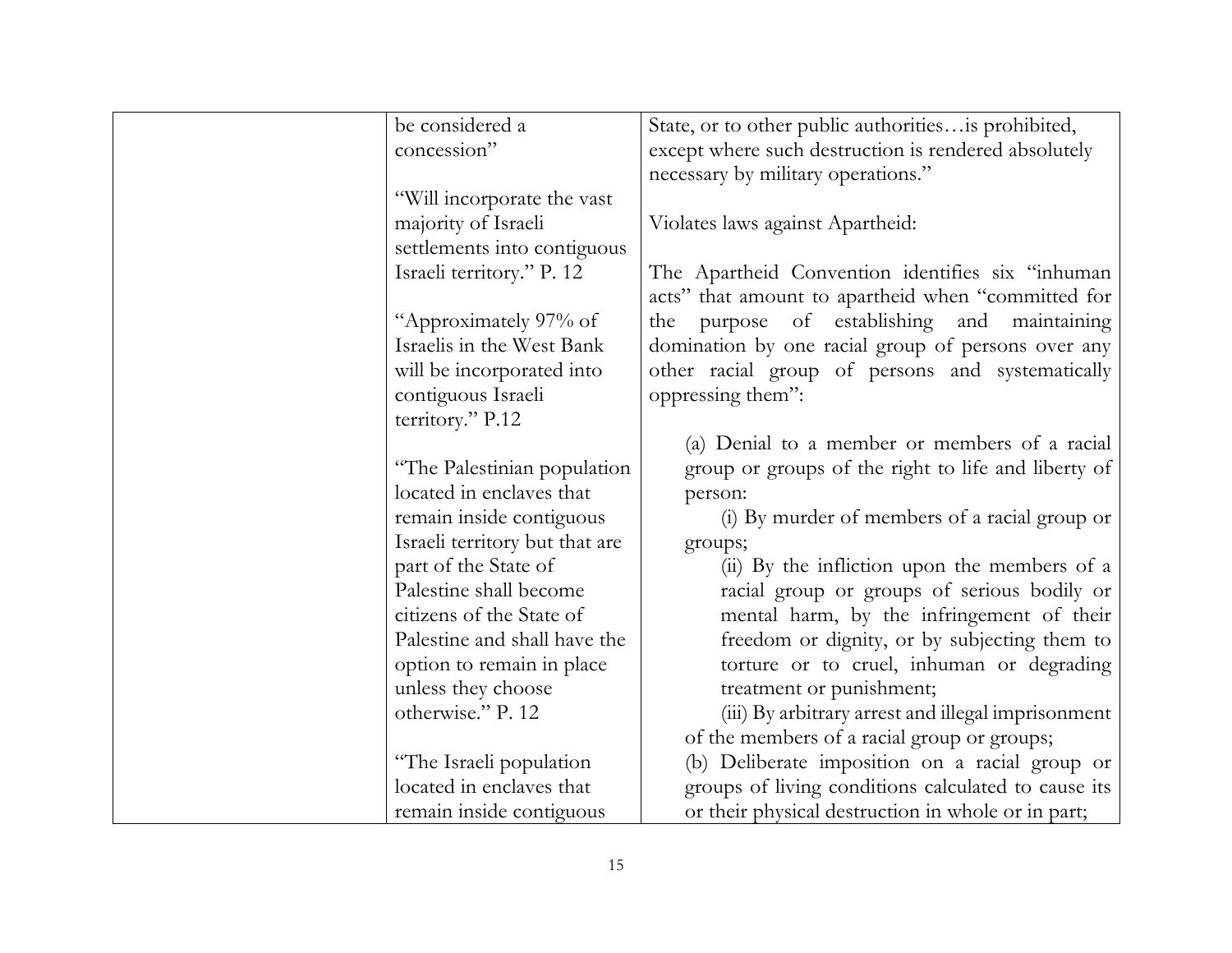| | | |
|---|---|---|
| | be considered a concession"<br><br>"Will incorporate the vast majority of Israeli settlements into contiguous Israeli territory." P. 12<br><br>"Approximately 97% of Israelis in the West Bank will be incorporated into contiguous Israeli territory." P.12<br><br>"The Palestinian population located in enclaves that remain inside contiguous Israeli territory but that are part of the State of Palestine shall become citizens of the State of Palestine and shall have the option to remain in place unless they choose otherwise." P. 12<br><br>"The Israeli population located in enclaves that remain inside contiguous | State, or to other public authorities…is prohibited, except where such destruction is rendered absolutely necessary by military operations."<br><br>Violates laws against Apartheid:<br><br>The Apartheid Convention identifies six "inhuman acts" that amount to apartheid when "committed for the purpose of establishing and maintaining domination by one racial group of persons over any other racial group of persons and systematically oppressing them":<br><br>(a) Denial to a member or members of a racial group or groups of the right to life and liberty of person:<br>(i) By murder of members of a racial group or groups;<br>(ii) By the infliction upon the members of a racial group or groups of serious bodily or mental harm, by the infringement of their freedom or dignity, or by subjecting them to torture or to cruel, inhuman or degrading treatment or punishment;<br>(iii) By arbitrary arrest and illegal imprisonment of the members of a racial group or groups;<br>(b) Deliberate imposition on a racial group or groups of living conditions calculated to cause its or their physical destruction in whole or in part; |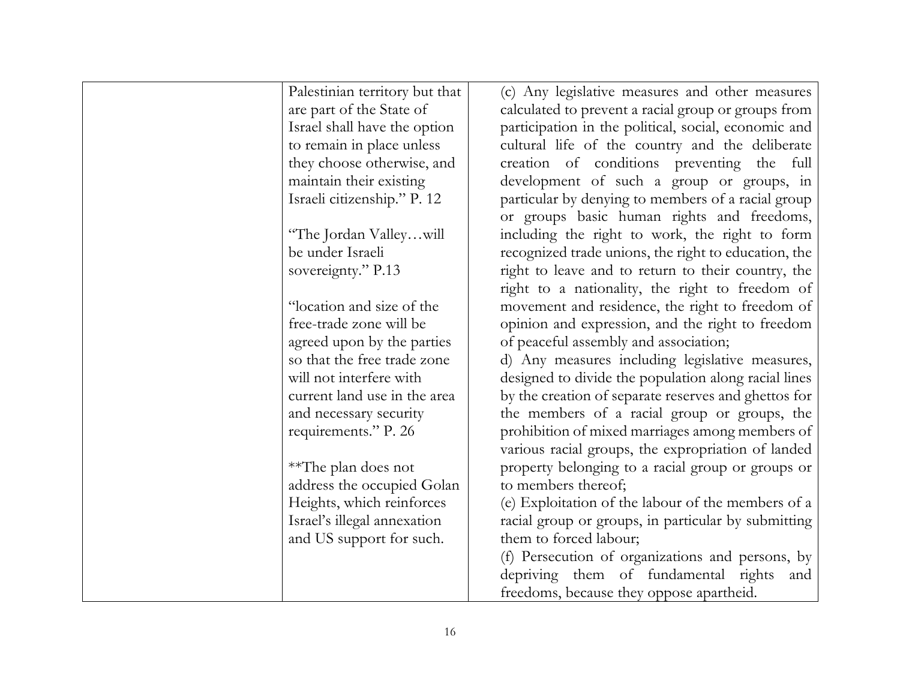| | | |
|---|---|---|
| | Palestinian territory but that are part of the State of Israel shall have the option to remain in place unless they choose otherwise, and maintain their existing Israeli citizenship." P. 12<br><br>"The Jordan Valley…will be under Israeli sovereignty." P.13<br><br>"location and size of the free-trade zone will be agreed upon by the parties so that the free trade zone will not interfere with current land use in the area and necessary security requirements." P. 26<br><br>**The plan does not address the occupied Golan Heights, which reinforces Israel's illegal annexation and US support for such. | (c) Any legislative measures and other measures calculated to prevent a racial group or groups from participation in the political, social, economic and cultural life of the country and the deliberate creation of conditions preventing the full development of such a group or groups, in particular by denying to members of a racial group or groups basic human rights and freedoms, including the right to work, the right to form recognized trade unions, the right to education, the right to leave and to return to their country, the right to a nationality, the right to freedom of movement and residence, the right to freedom of opinion and expression, and the right to freedom of peaceful assembly and association;<br>d) Any measures including legislative measures, designed to divide the population along racial lines by the creation of separate reserves and ghettos for the members of a racial group or groups, the prohibition of mixed marriages among members of various racial groups, the expropriation of landed property belonging to a racial group or groups or to members thereof;<br>(e) Exploitation of the labour of the members of a racial group or groups, in particular by submitting them to forced labour;<br>(f) Persecution of organizations and persons, by depriving them of fundamental rights and freedoms, because they oppose apartheid. |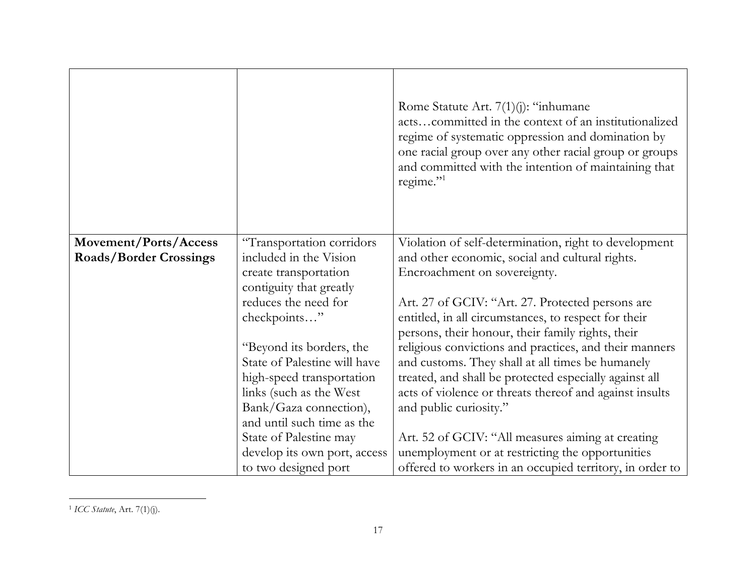| | | |
|---|---|---|
| | | Rome Statute Art. 7(1)(j): "inhumane acts…committed in the context of an institutionalized regime of systematic oppression and domination by one racial group over any other racial group or groups and committed with the intention of maintaining that regime."[1] |
| **Movement/Ports/Access Roads/Border Crossings** | "Transportation corridors included in the Vision create transportation contiguity that greatly reduces the need for checkpoints…"<br><br>"Beyond its borders, the State of Palestine will have high-speed transportation links (such as the West Bank/Gaza connection), and until such time as the State of Palestine may develop its own port, access to two designed port | Violation of self-determination, right to development and other economic, social and cultural rights. Encroachment on sovereignty.<br><br>Art. 27 of GCIV: "Art. 27. Protected persons are entitled, in all circumstances, to respect for their persons, their honour, their family rights, their religious convictions and practices, and their manners and customs. They shall at all times be humanely treated, and shall be protected especially against all acts of violence or threats thereof and against insults and public curiosity."<br><br>Art. 52 of GCIV: "All measures aiming at creating unemployment or at restricting the opportunities offered to workers in an occupied territory, in order to |

[1] *ICC Statute*, Art. 7(1)(j).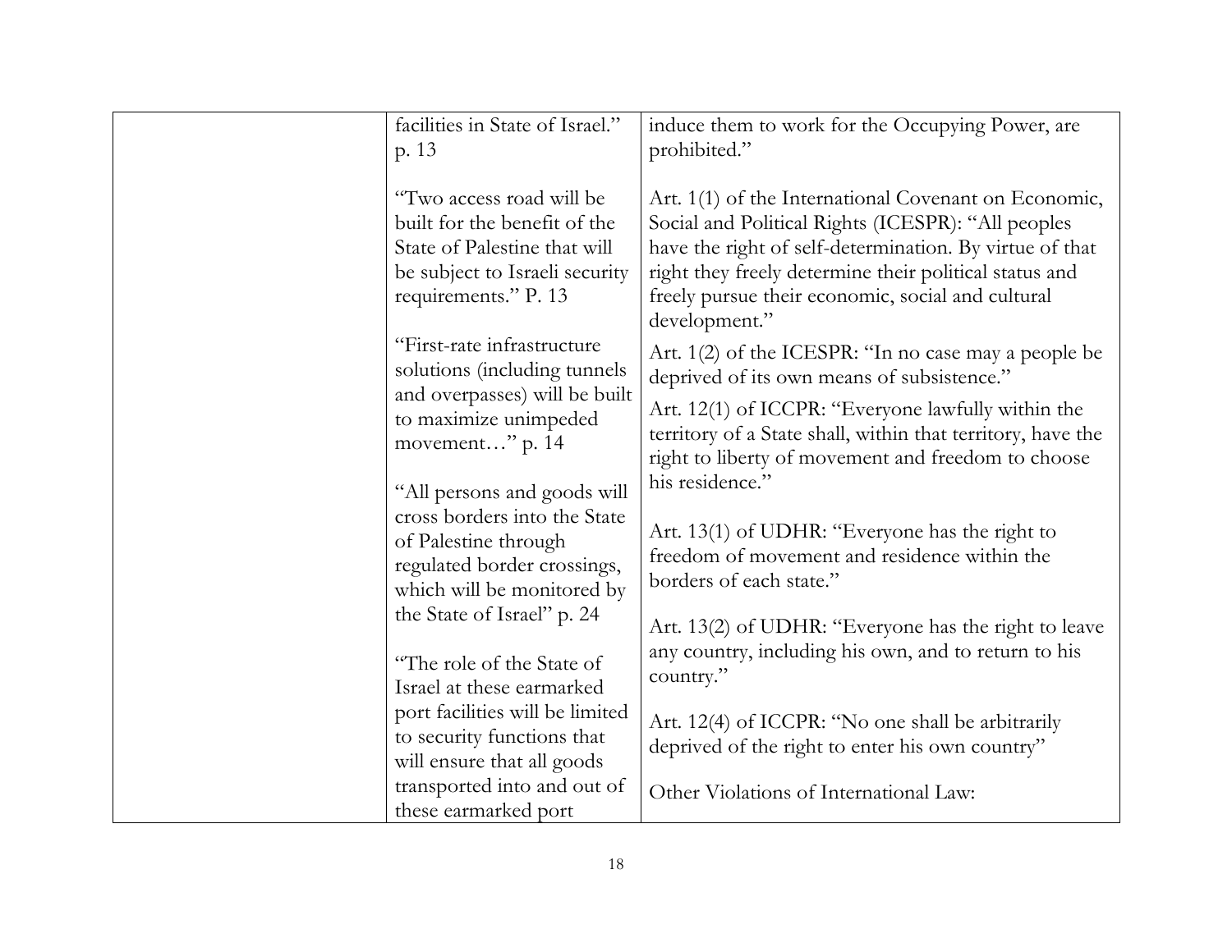| | | |
|---|---|---|
| | facilities in State of Israel." p. 13<br><br>"Two access road will be built for the benefit of the State of Palestine that will be subject to Israeli security requirements." P. 13<br><br>"First-rate infrastructure solutions (including tunnels and overpasses) will be built to maximize unimpeded movement…" p. 14<br><br>"All persons and goods will cross borders into the State of Palestine through regulated border crossings, which will be monitored by the State of Israel" p. 24<br><br>"The role of the State of Israel at these earmarked port facilities will be limited to security functions that will ensure that all goods transported into and out of these earmarked port | induce them to work for the Occupying Power, are prohibited."<br><br>Art. 1(1) of the International Covenant on Economic, Social and Political Rights (ICESPR): "All peoples have the right of self-determination. By virtue of that right they freely determine their political status and freely pursue their economic, social and cultural development."<br><br>Art. 1(2) of the ICESPR: "In no case may a people be deprived of its own means of subsistence."<br><br>Art. 12(1) of ICCPR: "Everyone lawfully within the territory of a State shall, within that territory, have the right to liberty of movement and freedom to choose his residence."<br><br>Art. 13(1) of UDHR: "Everyone has the right to freedom of movement and residence within the borders of each state."<br><br>Art. 13(2) of UDHR: "Everyone has the right to leave any country, including his own, and to return to his country."<br><br>Art. 12(4) of ICCPR: "No one shall be arbitrarily deprived of the right to enter his own country"<br><br>Other Violations of International Law: |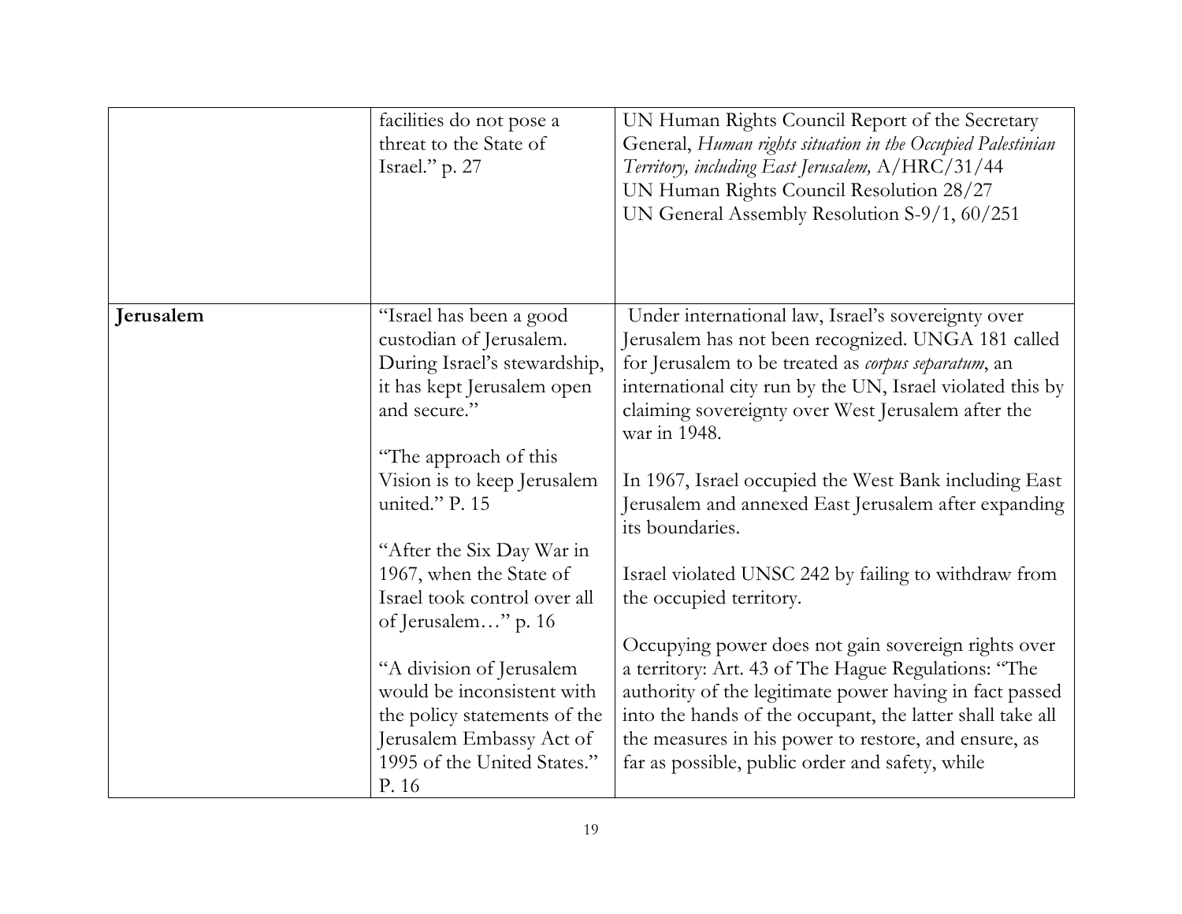| | | |
|---|---|---|
| | facilities do not pose a threat to the State of Israel." p. 27 | UN Human Rights Council Report of the Secretary General, *Human rights situation in the Occupied Palestinian Territory, including East Jerusalem,* A/HRC/31/44<br>UN Human Rights Council Resolution 28/27<br>UN General Assembly Resolution S-9/1, 60/251 |
| **Jerusalem** | "Israel has been a good custodian of Jerusalem. During Israel's stewardship, it has kept Jerusalem open and secure."<br><br>"The approach of this Vision is to keep Jerusalem united." P. 15<br><br>"After the Six Day War in 1967, when the State of Israel took control over all of Jerusalem…" p. 16<br><br>"A division of Jerusalem would be inconsistent with the policy statements of the Jerusalem Embassy Act of 1995 of the United States." P. 16 | Under international law, Israel's sovereignty over Jerusalem has not been recognized. UNGA 181 called for Jerusalem to be treated as *corpus separatum*, an international city run by the UN, Israel violated this by claiming sovereignty over West Jerusalem after the war in 1948.<br><br>In 1967, Israel occupied the West Bank including East Jerusalem and annexed East Jerusalem after expanding its boundaries.<br><br>Israel violated UNSC 242 by failing to withdraw from the occupied territory.<br><br>Occupying power does not gain sovereign rights over a territory: Art. 43 of The Hague Regulations: "The authority of the legitimate power having in fact passed into the hands of the occupant, the latter shall take all the measures in his power to restore, and ensure, as far as possible, public order and safety, while |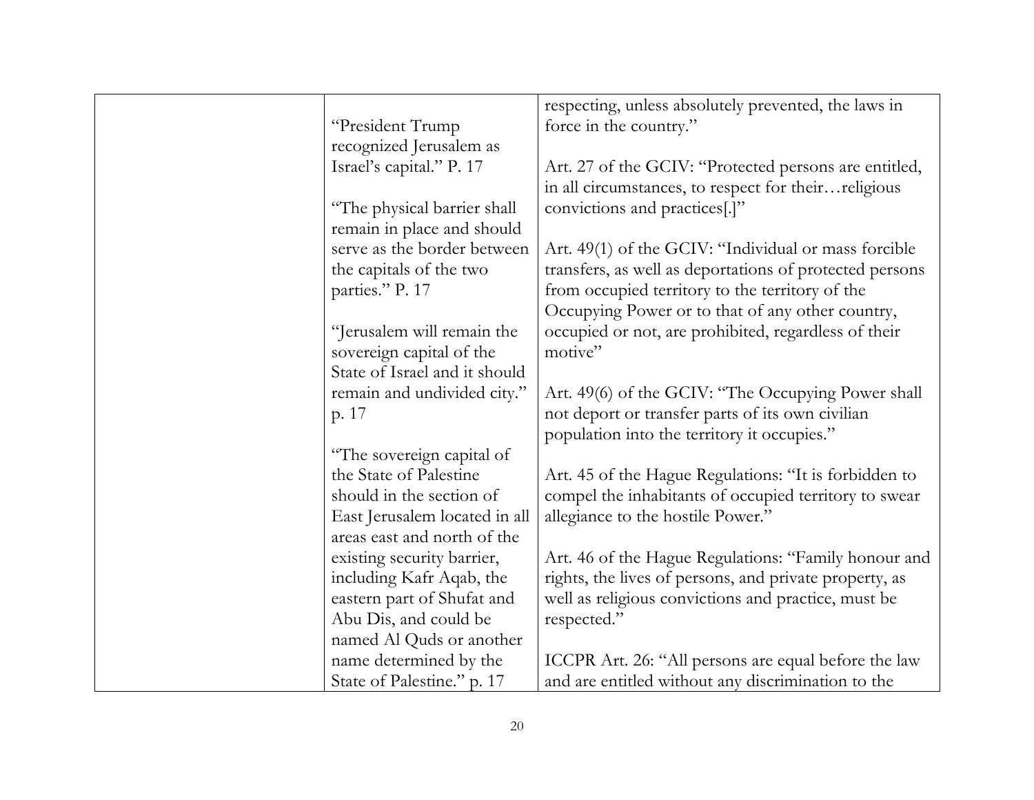| | | |
|---|---|---|
| | "President Trump recognized Jerusalem as Israel's capital." P. 17<br><br>"The physical barrier shall remain in place and should serve as the border between the capitals of the two parties." P. 17<br><br>"Jerusalem will remain the sovereign capital of the State of Israel and it should remain and undivided city." p. 17<br><br>"The sovereign capital of the State of Palestine should in the section of East Jerusalem located in all areas east and north of the existing security barrier, including Kafr Aqab, the eastern part of Shufat and Abu Dis, and could be named Al Quds or another name determined by the State of Palestine." p. 17 | respecting, unless absolutely prevented, the laws in force in the country."<br><br>Art. 27 of the GCIV: "Protected persons are entitled, in all circumstances, to respect for their…religious convictions and practices[.]"<br><br>Art. 49(1) of the GCIV: "Individual or mass forcible transfers, as well as deportations of protected persons from occupied territory to the territory of the Occupying Power or to that of any other country, occupied or not, are prohibited, regardless of their motive"<br><br>Art. 49(6) of the GCIV: "The Occupying Power shall not deport or transfer parts of its own civilian population into the territory it occupies."<br><br>Art. 45 of the Hague Regulations: "It is forbidden to compel the inhabitants of occupied territory to swear allegiance to the hostile Power."<br><br>Art. 46 of the Hague Regulations: "Family honour and rights, the lives of persons, and private property, as well as religious convictions and practice, must be respected."<br><br>ICCPR Art. 26: "All persons are equal before the law and are entitled without any discrimination to the |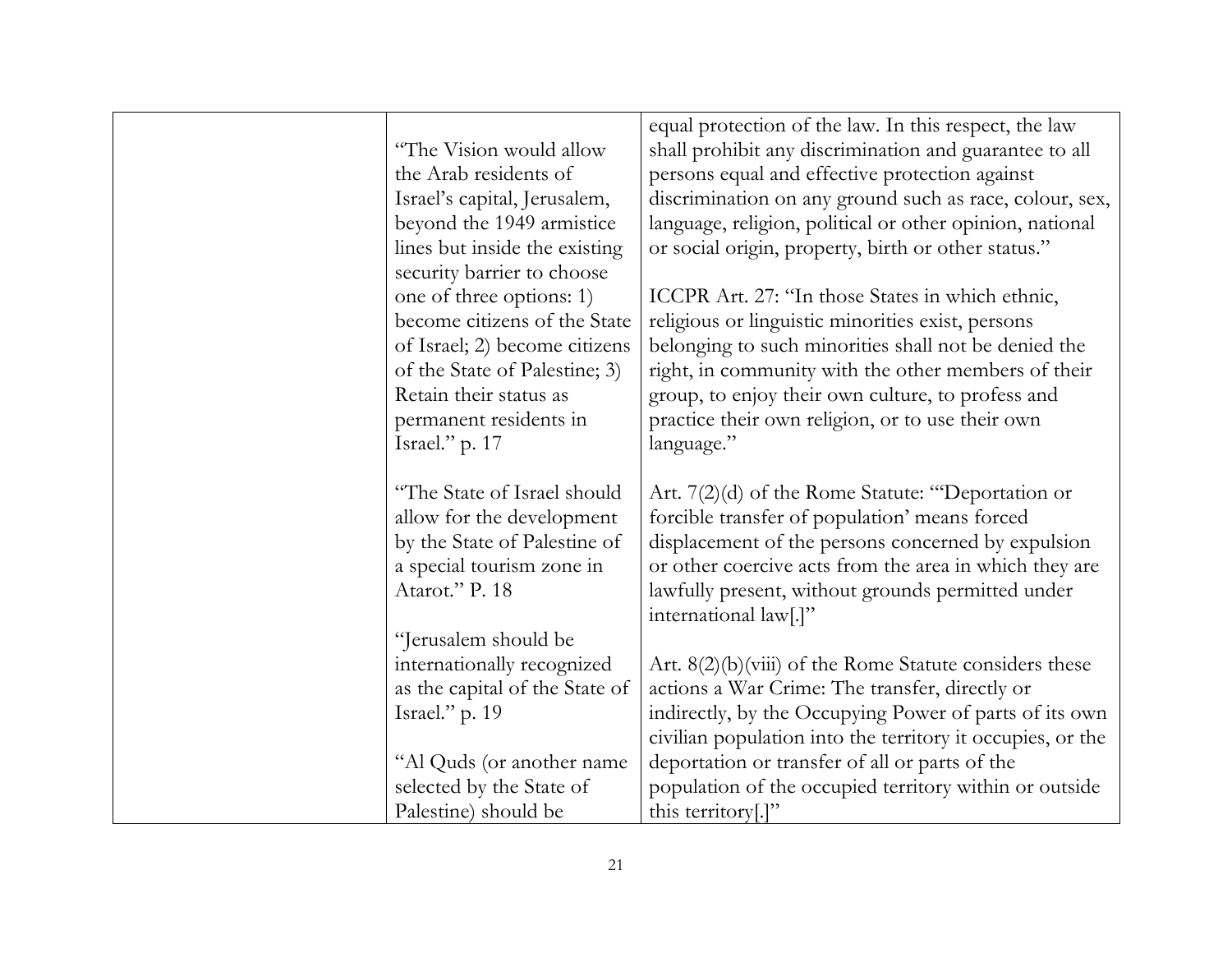| | | |
|---|---|---|
| | "The Vision would allow the Arab residents of Israel's capital, Jerusalem, beyond the 1949 armistice lines but inside the existing security barrier to choose one of three options: 1) become citizens of the State of Israel; 2) become citizens of the State of Palestine; 3) Retain their status as permanent residents in Israel." p. 17<br><br>"The State of Israel should allow for the development by the State of Palestine of a special tourism zone in Atarot." P. 18<br><br>"Jerusalem should be internationally recognized as the capital of the State of Israel." p. 19<br><br>"Al Quds (or another name selected by the State of Palestine) should be | equal protection of the law. In this respect, the law shall prohibit any discrimination and guarantee to all persons equal and effective protection against discrimination on any ground such as race, colour, sex, language, religion, political or other opinion, national or social origin, property, birth or other status."<br><br>ICCPR Art. 27: "In those States in which ethnic, religious or linguistic minorities exist, persons belonging to such minorities shall not be denied the right, in community with the other members of their group, to enjoy their own culture, to profess and practice their own religion, or to use their own language."<br><br>Art. 7(2)(d) of the Rome Statute: "'Deportation or forcible transfer of population' means forced displacement of the persons concerned by expulsion or other coercive acts from the area in which they are lawfully present, without grounds permitted under international law[.]"<br><br>Art. 8(2)(b)(viii) of the Rome Statute considers these actions a War Crime: The transfer, directly or indirectly, by the Occupying Power of parts of its own civilian population into the territory it occupies, or the deportation or transfer of all or parts of the population of the occupied territory within or outside this territory[.]" |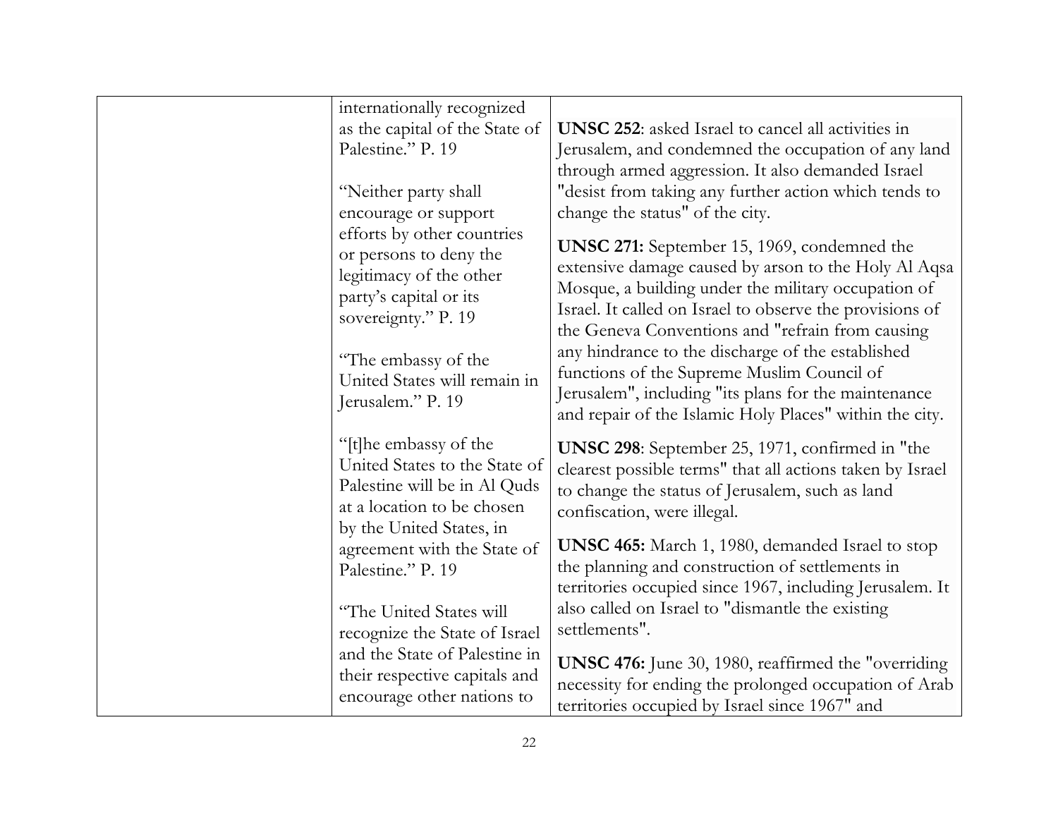| | | |
|---|---|---|
| | internationally recognized as the capital of the State of Palestine." P. 19<br><br>"Neither party shall encourage or support efforts by other countries or persons to deny the legitimacy of the other party's capital or its sovereignty." P. 19<br><br>"The embassy of the United States will remain in Jerusalem." P. 19<br><br>"[t]he embassy of the United States to the State of Palestine will be in Al Quds at a location to be chosen by the United States, in agreement with the State of Palestine." P. 19<br><br>"The United States will recognize the State of Israel and the State of Palestine in their respective capitals and encourage other nations to | **UNSC 252**: asked Israel to cancel all activities in Jerusalem, and condemned the occupation of any land through armed aggression. It also demanded Israel "desist from taking any further action which tends to change the status" of the city.<br><br>**UNSC 271:** September 15, 1969, condemned the extensive damage caused by arson to the Holy Al Aqsa Mosque, a building under the military occupation of Israel. It called on Israel to observe the provisions of the Geneva Conventions and "refrain from causing any hindrance to the discharge of the established functions of the Supreme Muslim Council of Jerusalem", including "its plans for the maintenance and repair of the Islamic Holy Places" within the city.<br><br>**UNSC 298**: September 25, 1971, confirmed in "the clearest possible terms" that all actions taken by Israel to change the status of Jerusalem, such as land confiscation, were illegal.<br><br>**UNSC 465:** March 1, 1980, demanded Israel to stop the planning and construction of settlements in territories occupied since 1967, including Jerusalem. It also called on Israel to "dismantle the existing settlements".<br><br>**UNSC 476:** June 30, 1980, reaffirmed the "overriding necessity for ending the prolonged occupation of Arab territories occupied by Israel since 1967" and |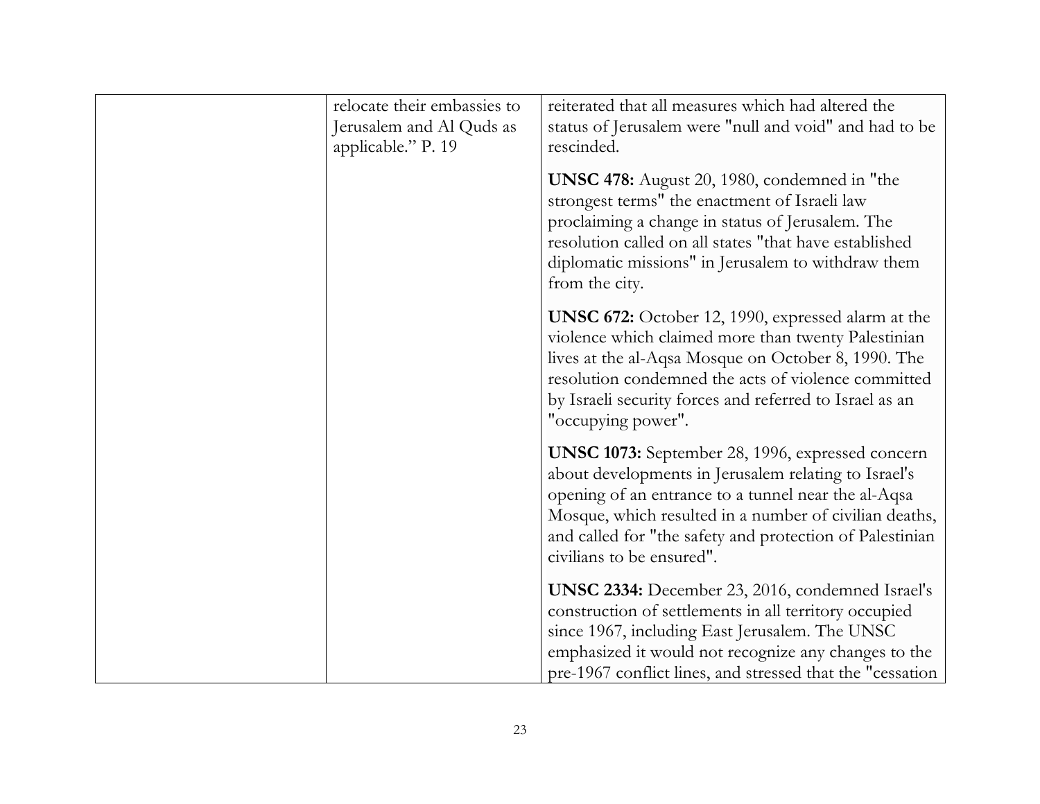| | | |
|---|---|---|
| | relocate their embassies to Jerusalem and Al Quds as applicable." P. 19 | reiterated that all measures which had altered the status of Jerusalem were "null and void" and had to be rescinded.<br><br>**UNSC 478:** August 20, 1980, condemned in "the strongest terms" the enactment of Israeli law proclaiming a change in status of Jerusalem. The resolution called on all states "that have established diplomatic missions" in Jerusalem to withdraw them from the city.<br><br>**UNSC 672:** October 12, 1990, expressed alarm at the violence which claimed more than twenty Palestinian lives at the al-Aqsa Mosque on October 8, 1990. The resolution condemned the acts of violence committed by Israeli security forces and referred to Israel as an "occupying power".<br><br>**UNSC 1073:** September 28, 1996, expressed concern about developments in Jerusalem relating to Israel's opening of an entrance to a tunnel near the al-Aqsa Mosque, which resulted in a number of civilian deaths, and called for "the safety and protection of Palestinian civilians to be ensured".<br><br>**UNSC 2334:** December 23, 2016, condemned Israel's construction of settlements in all territory occupied since 1967, including East Jerusalem. The UNSC emphasized it would not recognize any changes to the pre-1967 conflict lines, and stressed that the "cessation |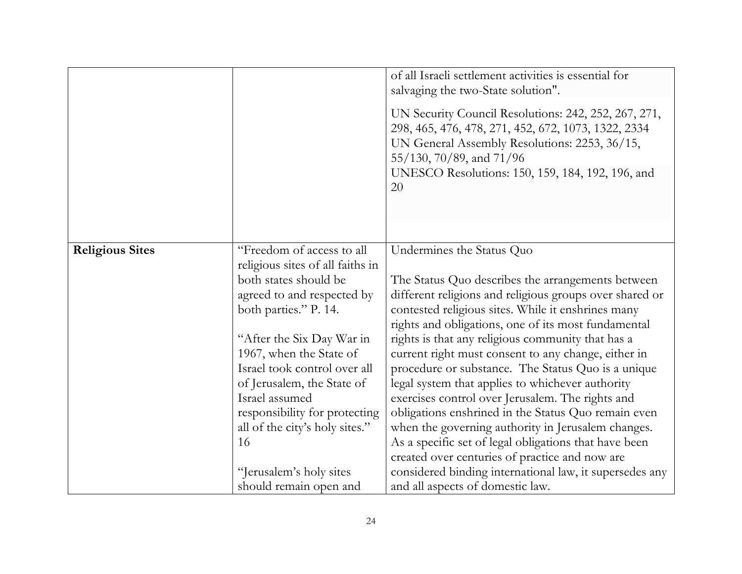| | | |
|---|---|---|
| | | of all Israeli settlement activities is essential for salvaging the two-State solution".<br><br>UN Security Council Resolutions: 242, 252, 267, 271, 298, 465, 476, 478, 271, 452, 672, 1073, 1322, 2334<br>UN General Assembly Resolutions: 2253, 36/15, 55/130, 70/89, and 71/96<br>UNESCO Resolutions: 150, 159, 184, 192, 196, and 20 |
| **Religious Sites** | "Freedom of access to all religious sites of all faiths in both states should be agreed to and respected by both parties." P. 14.<br><br>"After the Six Day War in 1967, when the State of Israel took control over all of Jerusalem, the State of Israel assumed responsibility for protecting all of the city's holy sites." 16<br><br>"Jerusalem's holy sites should remain open and | Undermines the Status Quo<br><br>The Status Quo describes the arrangements between different religions and religious groups over shared or contested religious sites. While it enshrines many rights and obligations, one of its most fundamental rights is that any religious community that has a current right must consent to any change, either in procedure or substance. The Status Quo is a unique legal system that applies to whichever authority exercises control over Jerusalem. The rights and obligations enshrined in the Status Quo remain even when the governing authority in Jerusalem changes. As a specific set of legal obligations that have been created over centuries of practice and now are considered binding international law, it supersedes any and all aspects of domestic law. |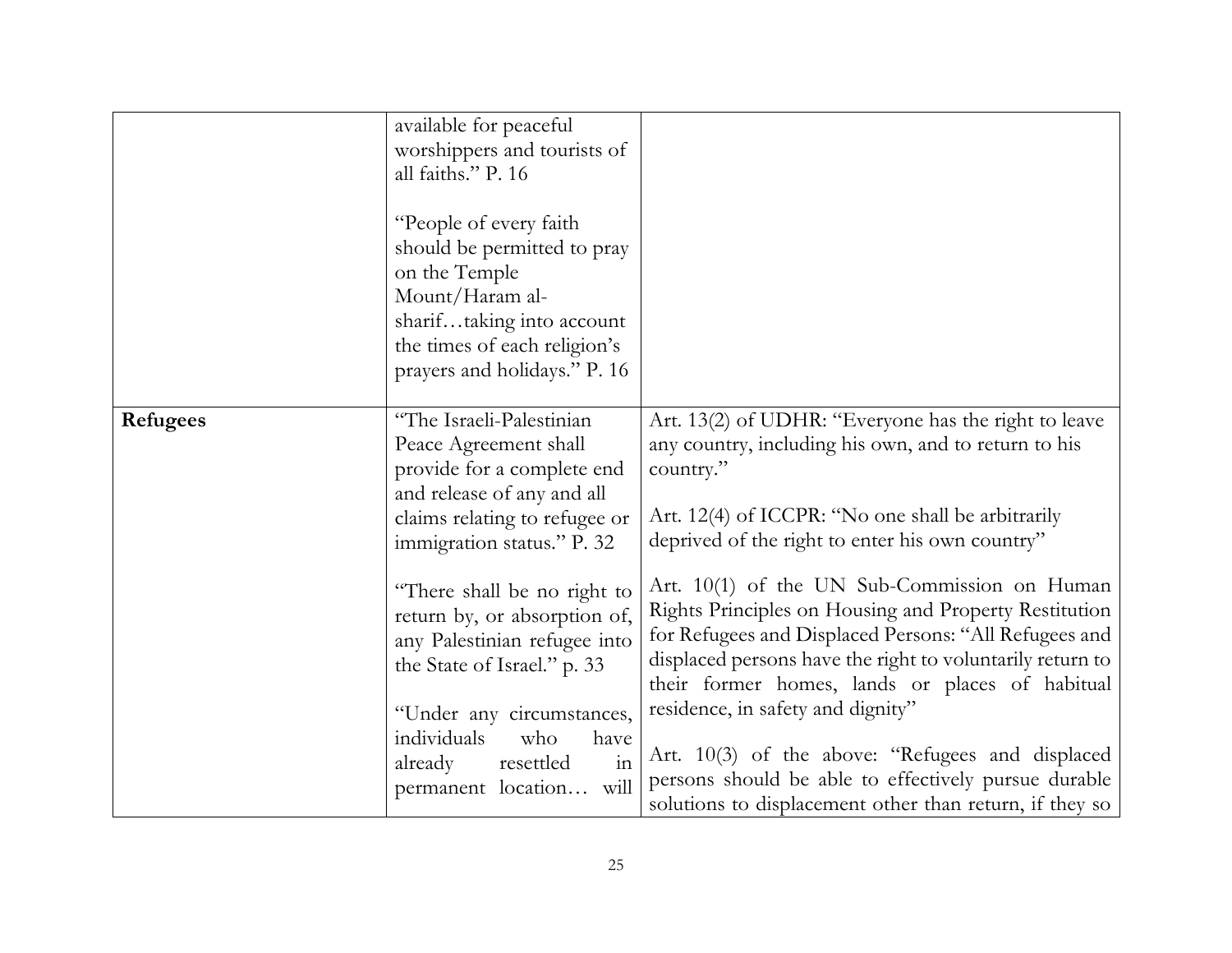| | | |
|---|---|---|
| | available for peaceful worshippers and tourists of all faiths." P. 16<br><br>"People of every faith should be permitted to pray on the Temple Mount/Haram al-sharif…taking into account the times of each religion's prayers and holidays." P. 16 | |
| **Refugees** | "The Israeli-Palestinian Peace Agreement shall provide for a complete end and release of any and all claims relating to refugee or immigration status." P. 32<br><br>"There shall be no right to return by, or absorption of, any Palestinian refugee into the State of Israel." p. 33<br><br>"Under any circumstances, individuals who have already resettled in permanent location… will | Art. 13(2) of UDHR: "Everyone has the right to leave any country, including his own, and to return to his country."<br><br>Art. 12(4) of ICCPR: "No one shall be arbitrarily deprived of the right to enter his own country"<br><br>Art. 10(1) of the UN Sub-Commission on Human Rights Principles on Housing and Property Restitution for Refugees and Displaced Persons: "All Refugees and displaced persons have the right to voluntarily return to their former homes, lands or places of habitual residence, in safety and dignity"<br><br>Art. 10(3) of the above: "Refugees and displaced persons should be able to effectively pursue durable solutions to displacement other than return, if they so |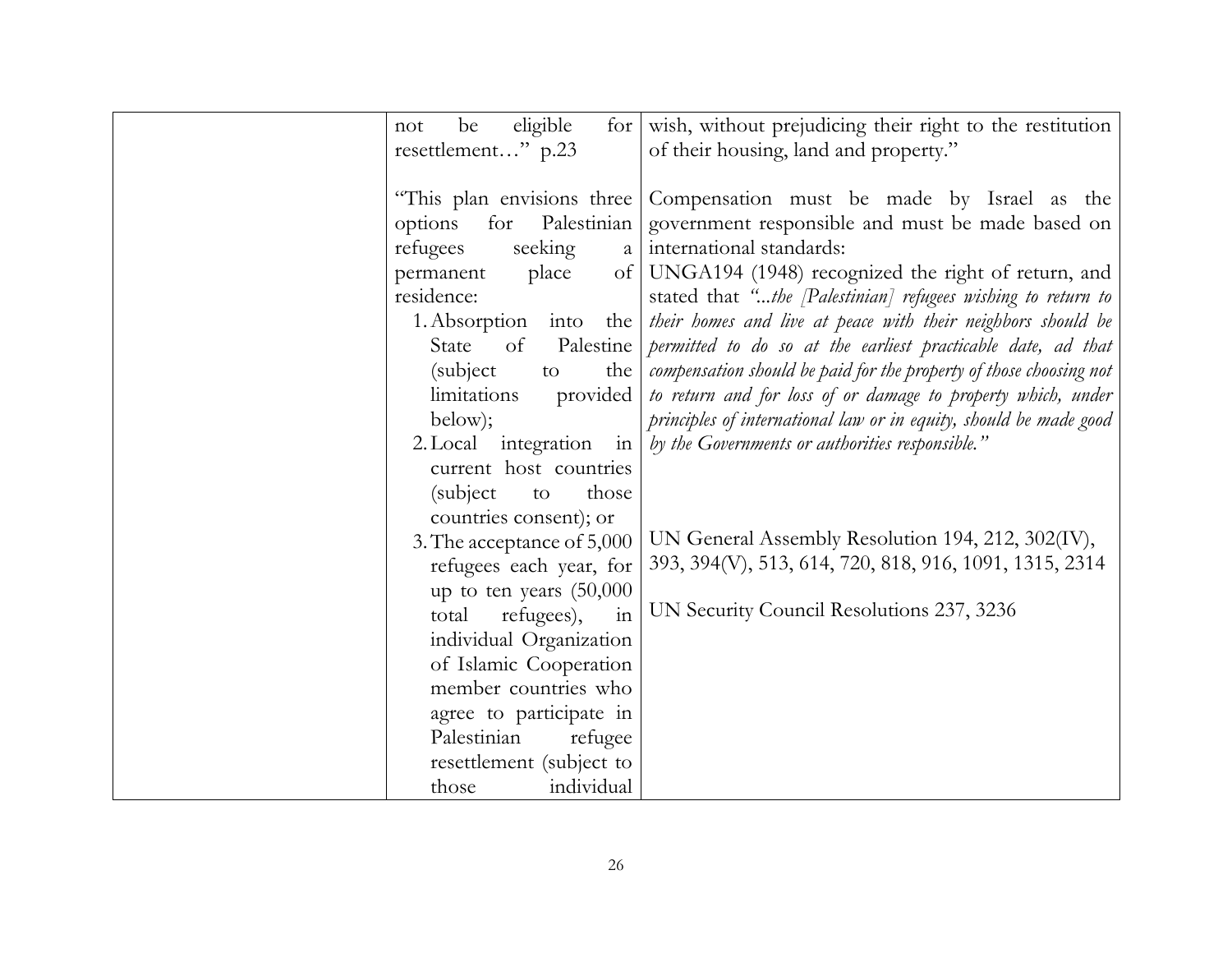| | | |
|---|---|---|
| | not be eligible for resettlement…" p.23<br><br>"This plan envisions three options for Palestinian refugees seeking a permanent place of residence:<br>1. Absorption into the State of Palestine (subject to the limitations provided below);<br>2. Local integration in current host countries (subject to those countries consent); or<br>3. The acceptance of 5,000 refugees each year, for up to ten years (50,000 total refugees), in individual Organization of Islamic Cooperation member countries who agree to participate in Palestinian refugee resettlement (subject to those individual | wish, without prejudicing their right to the restitution of their housing, land and property."<br><br>Compensation must be made by Israel as the government responsible and must be made based on international standards:<br>UNGA194 (1948) recognized the right of return, and stated that *"...the [Palestinian] refugees wishing to return to their homes and live at peace with their neighbors should be permitted to do so at the earliest practicable date, ad that compensation should be paid for the property of those choosing not to return and for loss of or damage to property which, under principles of international law or in equity, should be made good by the Governments or authorities responsible."*<br><br>UN General Assembly Resolution 194, 212, 302(IV), 393, 394(V), 513, 614, 720, 818, 916, 1091, 1315, 2314<br><br>UN Security Council Resolutions 237, 3236 |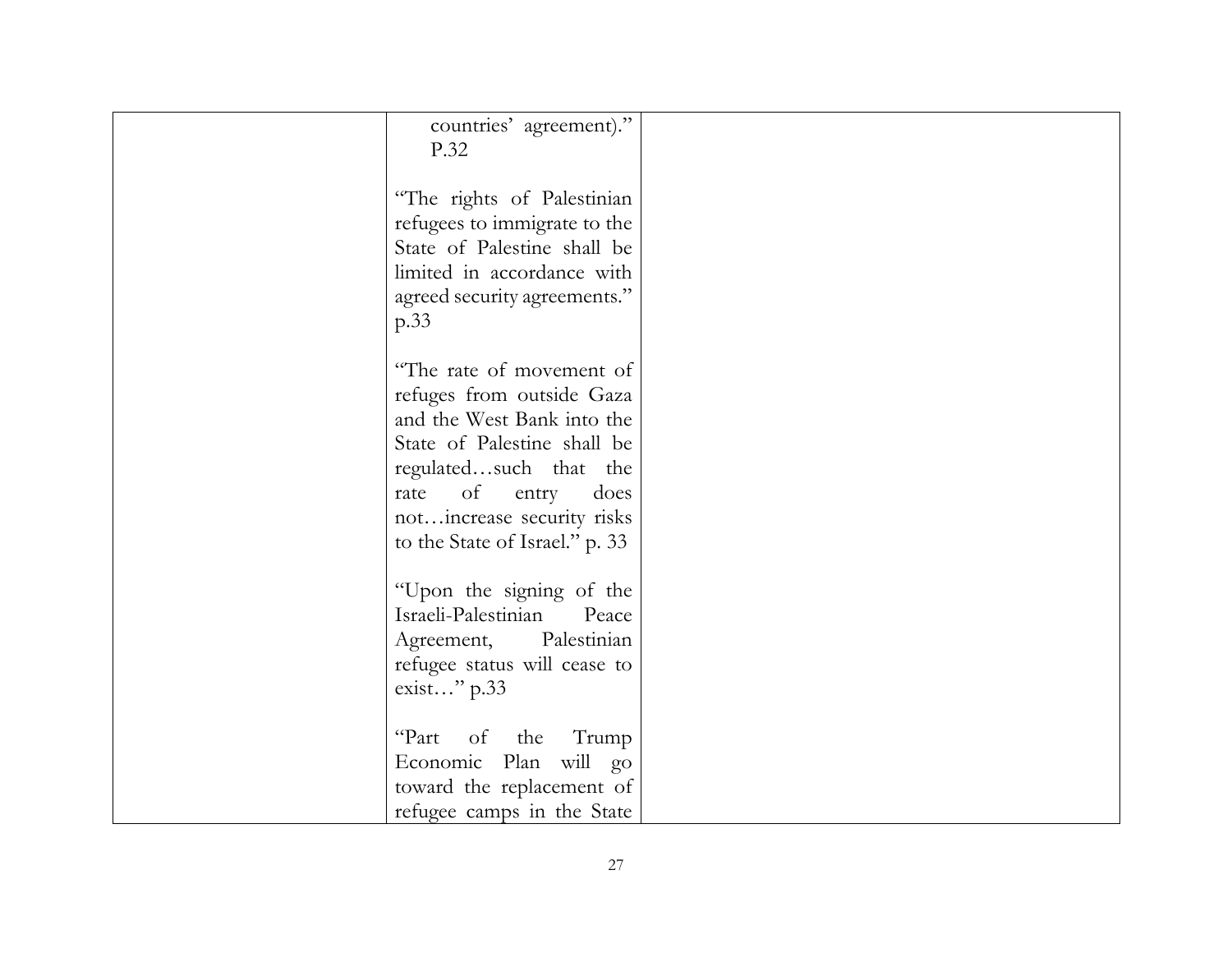| | | |
|---|---|---|
| | countries' agreement)." P.32<br><br>"The rights of Palestinian refugees to immigrate to the State of Palestine shall be limited in accordance with agreed security agreements." p.33<br><br>"The rate of movement of refuges from outside Gaza and the West Bank into the State of Palestine shall be regulated…such that the rate of entry does not…increase security risks to the State of Israel." p. 33<br><br>"Upon the signing of the Israeli-Palestinian Peace Agreement, Palestinian refugee status will cease to exist…" p.33<br><br>"Part of the Trump Economic Plan will go toward the replacement of refugee camps in the State | |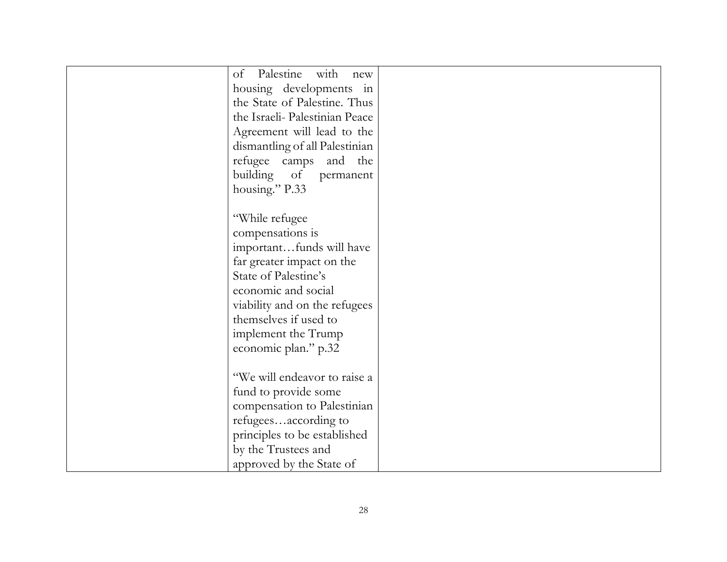|  |  |  |
|---|---|---|
|  | of Palestine with new housing developments in the State of Palestine. Thus the Israeli- Palestinian Peace Agreement will lead to the dismantling of all Palestinian refugee camps and the building of permanent housing." P.33<br><br>"While refugee compensations is important…funds will have far greater impact on the State of Palestine's economic and social viability and on the refugees themselves if used to implement the Trump economic plan." p.32<br><br>"We will endeavor to raise a fund to provide some compensation to Palestinian refugees…according to principles to be established by the Trustees and approved by the State of |  |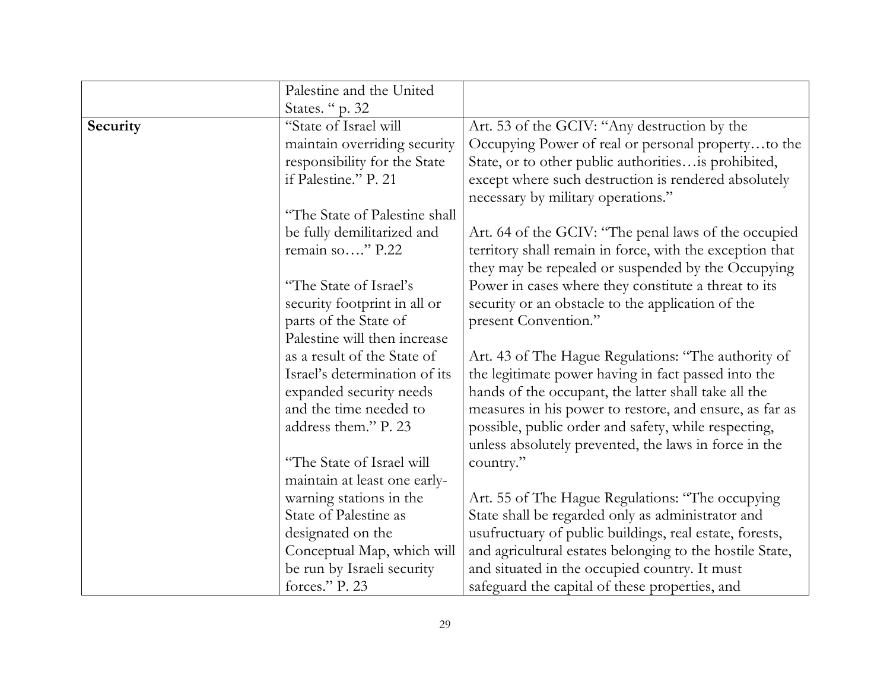| | | |
|---|---|---|
| | Palestine and the United States. " p. 32 | |
| **Security** | "State of Israel will maintain overriding security responsibility for the State if Palestine." P. 21<br><br>"The State of Palestine shall be fully demilitarized and remain so…." P.22<br><br>"The State of Israel's security footprint in all or parts of the State of Palestine will then increase as a result of the State of Israel's determination of its expanded security needs and the time needed to address them." P. 23<br><br>"The State of Israel will maintain at least one early-warning stations in the State of Palestine as designated on the Conceptual Map, which will be run by Israeli security forces." P. 23 | Art. 53 of the GCIV: "Any destruction by the Occupying Power of real or personal property…to the State, or to other public authorities…is prohibited, except where such destruction is rendered absolutely necessary by military operations."<br><br>Art. 64 of the GCIV: "The penal laws of the occupied territory shall remain in force, with the exception that they may be repealed or suspended by the Occupying Power in cases where they constitute a threat to its security or an obstacle to the application of the present Convention."<br><br>Art. 43 of The Hague Regulations: "The authority of the legitimate power having in fact passed into the hands of the occupant, the latter shall take all the measures in his power to restore, and ensure, as far as possible, public order and safety, while respecting, unless absolutely prevented, the laws in force in the country."<br><br>Art. 55 of The Hague Regulations: "The occupying State shall be regarded only as administrator and usufructuary of public buildings, real estate, forests, and agricultural estates belonging to the hostile State, and situated in the occupied country. It must safeguard the capital of these properties, and |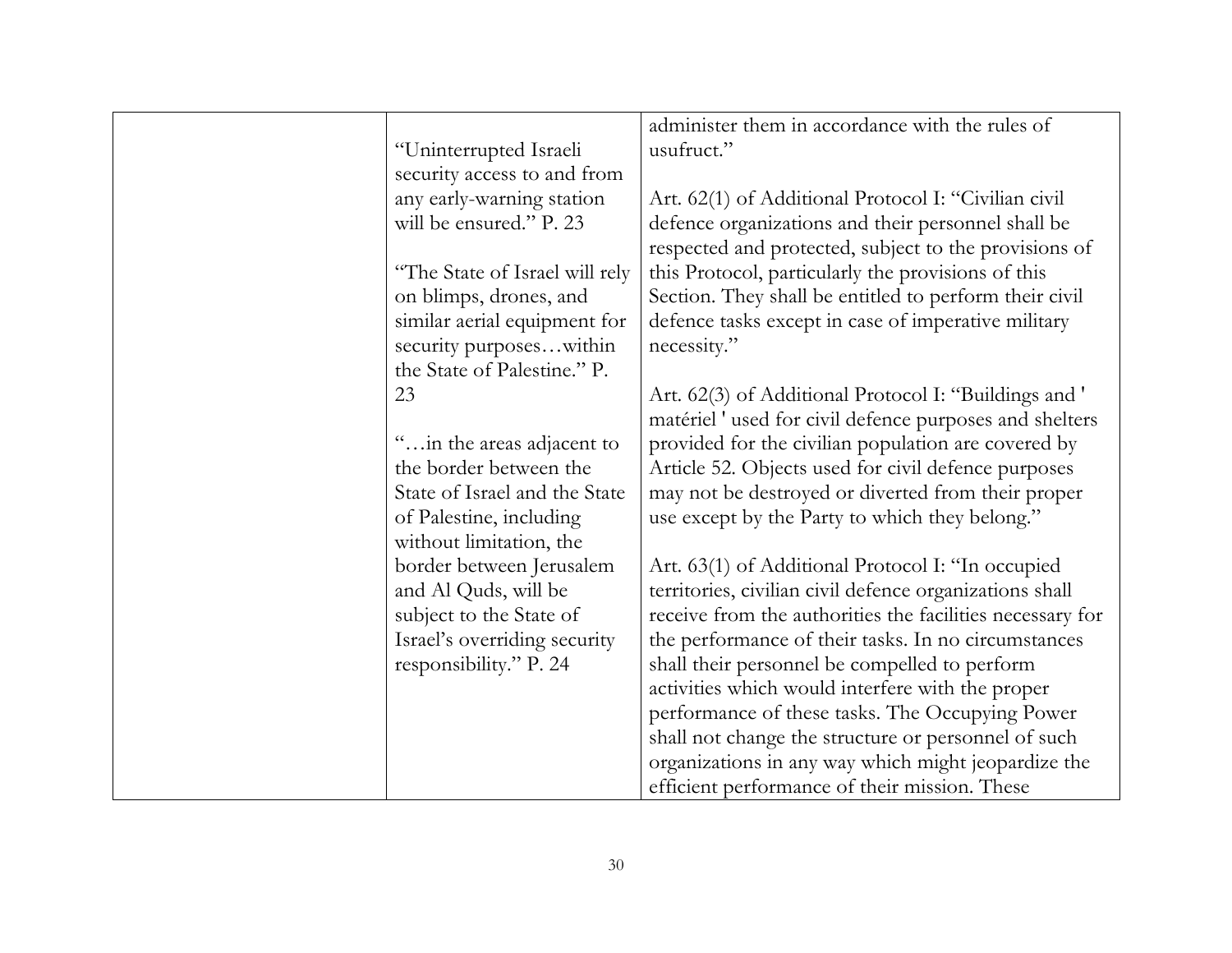| | | |
|---|---|---|
| | "Uninterrupted Israeli security access to and from any early-warning station will be ensured." P. 23<br><br>"The State of Israel will rely on blimps, drones, and similar aerial equipment for security purposes…within the State of Palestine." P. 23<br><br>"…in the areas adjacent to the border between the State of Israel and the State of Palestine, including without limitation, the border between Jerusalem and Al Quds, will be subject to the State of Israel's overriding security responsibility." P. 24 | administer them in accordance with the rules of usufruct."<br><br>Art. 62(1) of Additional Protocol I: "Civilian civil defence organizations and their personnel shall be respected and protected, subject to the provisions of this Protocol, particularly the provisions of this Section. They shall be entitled to perform their civil defence tasks except in case of imperative military necessity."<br><br>Art. 62(3) of Additional Protocol I: "Buildings and ' matériel ' used for civil defence purposes and shelters provided for the civilian population are covered by Article 52. Objects used for civil defence purposes may not be destroyed or diverted from their proper use except by the Party to which they belong."<br><br>Art. 63(1) of Additional Protocol I: "In occupied territories, civilian civil defence organizations shall receive from the authorities the facilities necessary for the performance of their tasks. In no circumstances shall their personnel be compelled to perform activities which would interfere with the proper performance of these tasks. The Occupying Power shall not change the structure or personnel of such organizations in any way which might jeopardize the efficient performance of their mission. These |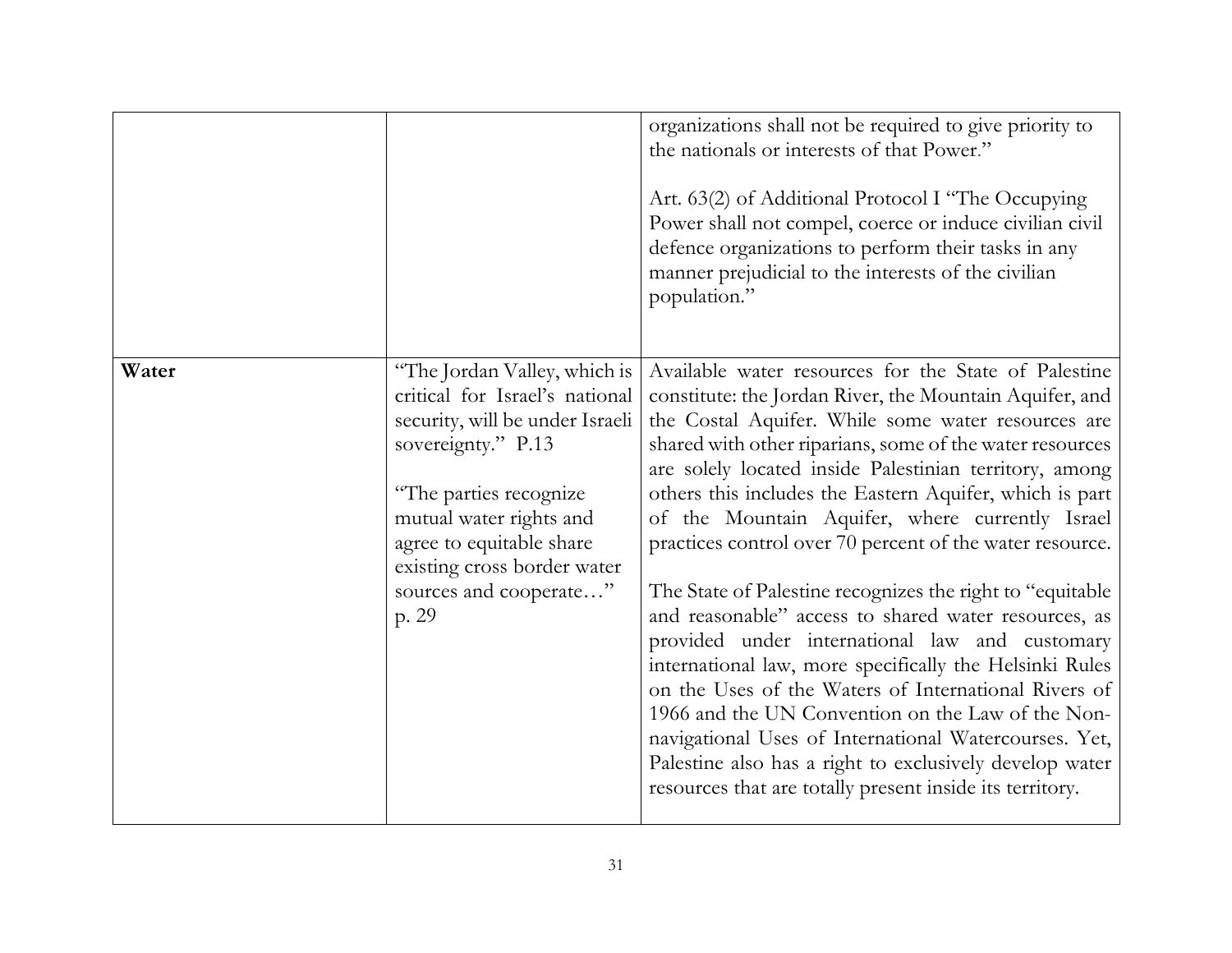| | | |
|---|---|---|
| | | organizations shall not be required to give priority to the nationals or interests of that Power."<br><br>Art. 63(2) of Additional Protocol I "The Occupying Power shall not compel, coerce or induce civilian civil defence organizations to perform their tasks in any manner prejudicial to the interests of the civilian population." |
| **Water** | "The Jordan Valley, which is critical for Israel's national security, will be under Israeli sovereignty." P.13<br><br>"The parties recognize mutual water rights and agree to equitable share existing cross border water sources and cooperate…" p. 29 | Available water resources for the State of Palestine constitute: the Jordan River, the Mountain Aquifer, and the Costal Aquifer. While some water resources are shared with other riparians, some of the water resources are solely located inside Palestinian territory, among others this includes the Eastern Aquifer, which is part of the Mountain Aquifer, where currently Israel practices control over 70 percent of the water resource.<br><br>The State of Palestine recognizes the right to "equitable and reasonable" access to shared water resources, as provided under international law and customary international law, more specifically the Helsinki Rules on the Uses of the Waters of International Rivers of 1966 and the UN Convention on the Law of the Non-navigational Uses of International Watercourses. Yet, Palestine also has a right to exclusively develop water resources that are totally present inside its territory. |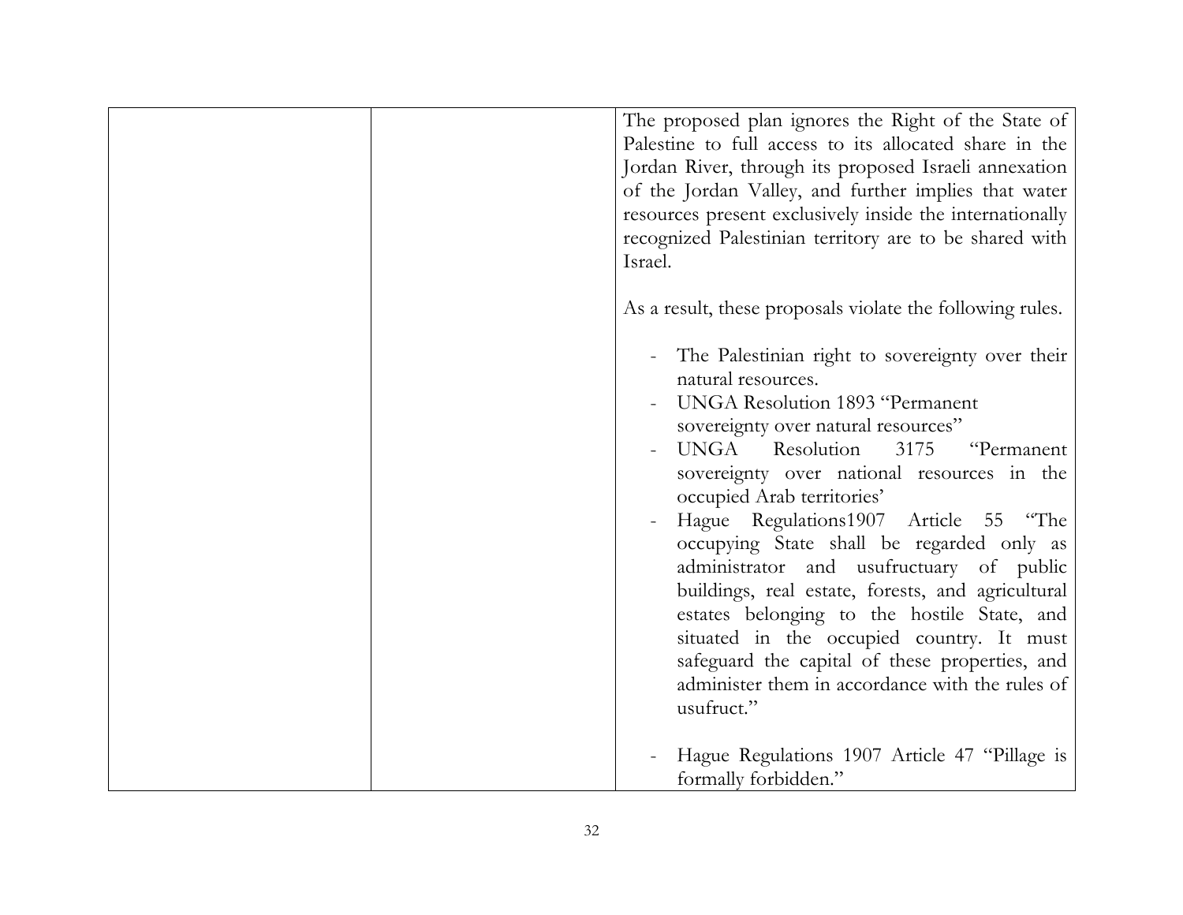| | | |
|---|---|---|
| | | The proposed plan ignores the Right of the State of Palestine to full access to its allocated share in the Jordan River, through its proposed Israeli annexation of the Jordan Valley, and further implies that water resources present exclusively inside the internationally recognized Palestinian territory are to be shared with Israel.<br><br>As a result, these proposals violate the following rules.<br><br>- The Palestinian right to sovereignty over their natural resources.<br>- UNGA Resolution 1893 "Permanent sovereignty over natural resources"<br>- UNGA Resolution 3175 "Permanent sovereignty over national resources in the occupied Arab territories'<br>- Hague Regulations1907 Article 55 "The occupying State shall be regarded only as administrator and usufructuary of public buildings, real estate, forests, and agricultural estates belonging to the hostile State, and situated in the occupied country. It must safeguard the capital of these properties, and administer them in accordance with the rules of usufruct."<br><br>- Hague Regulations 1907 Article 47 "Pillage is formally forbidden." |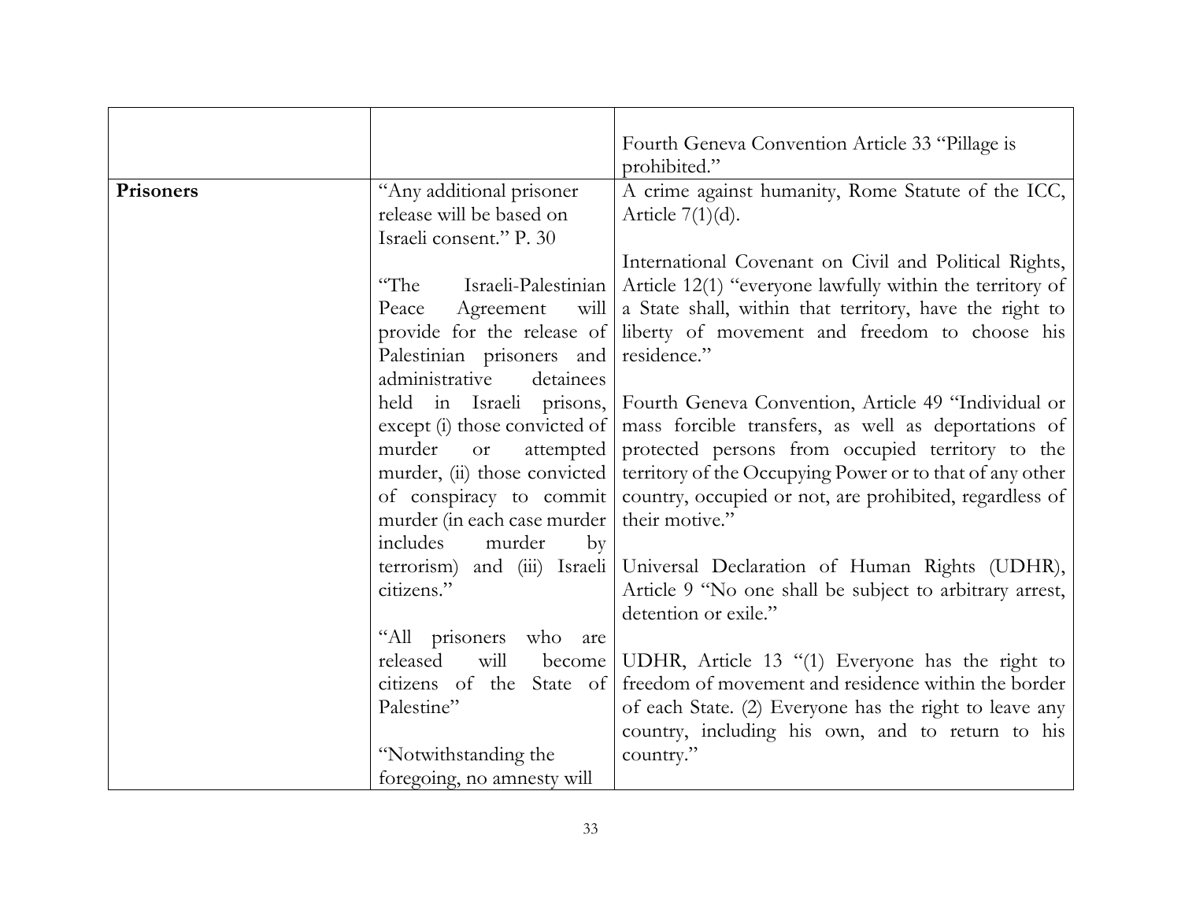| | | |
|---|---|---|
| | | Fourth Geneva Convention Article 33 "Pillage is prohibited." |
| **Prisoners** | "Any additional prisoner release will be based on Israeli consent." P. 30<br><br>"The Israeli-Palestinian Peace Agreement will provide for the release of Palestinian prisoners and administrative detainees held in Israeli prisons, except (i) those convicted of murder or attempted murder, (ii) those convicted of conspiracy to commit murder (in each case murder includes murder by terrorism) and (iii) Israeli citizens."<br><br>"All prisoners who are released will become citizens of the State of Palestine"<br><br>"Notwithstanding the foregoing, no amnesty will | A crime against humanity, Rome Statute of the ICC, Article 7(1)(d).<br><br>International Covenant on Civil and Political Rights, Article 12(1) "everyone lawfully within the territory of a State shall, within that territory, have the right to liberty of movement and freedom to choose his residence."<br><br>Fourth Geneva Convention, Article 49 "Individual or mass forcible transfers, as well as deportations of protected persons from occupied territory to the territory of the Occupying Power or to that of any other country, occupied or not, are prohibited, regardless of their motive."<br><br>Universal Declaration of Human Rights (UDHR), Article 9 "No one shall be subject to arbitrary arrest, detention or exile."<br><br>UDHR, Article 13 "(1) Everyone has the right to freedom of movement and residence within the border of each State. (2) Everyone has the right to leave any country, including his own, and to return to his country." |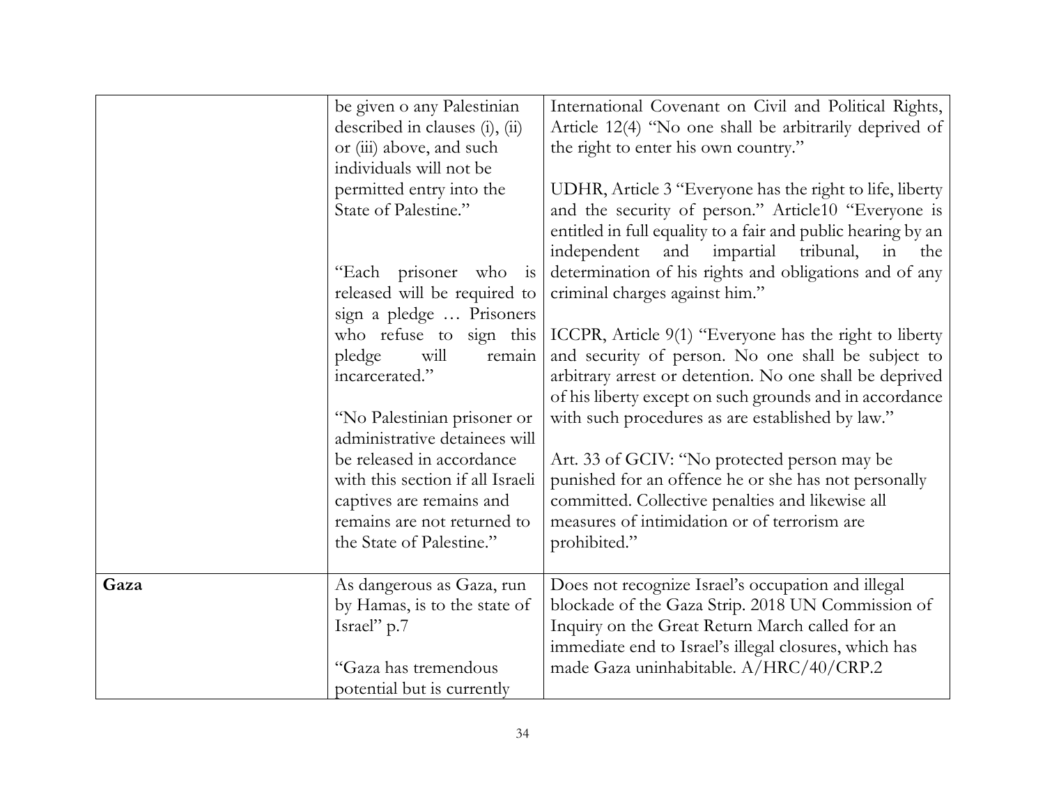| | | |
|---|---|---|
| | be given o any Palestinian described in clauses (i), (ii) or (iii) above, and such individuals will not be permitted entry into the State of Palestine."<br><br>"Each prisoner who is released will be required to sign a pledge … Prisoners who refuse to sign this pledge will remain incarcerated."<br><br>"No Palestinian prisoner or administrative detainees will be released in accordance with this section if all Israeli captives are remains and remains are not returned to the State of Palestine." | International Covenant on Civil and Political Rights, Article 12(4) "No one shall be arbitrarily deprived of the right to enter his own country."<br><br>UDHR, Article 3 "Everyone has the right to life, liberty and the security of person." Article10 "Everyone is entitled in full equality to a fair and public hearing by an independent and impartial tribunal, in the determination of his rights and obligations and of any criminal charges against him."<br><br>ICCPR, Article 9(1) "Everyone has the right to liberty and security of person. No one shall be subject to arbitrary arrest or detention. No one shall be deprived of his liberty except on such grounds and in accordance with such procedures as are established by law."<br><br>Art. 33 of GCIV: "No protected person may be punished for an offence he or she has not personally committed. Collective penalties and likewise all measures of intimidation or of terrorism are prohibited." |
| **Gaza** | As dangerous as Gaza, run by Hamas, is to the state of Israel" p.7<br><br>"Gaza has tremendous potential but is currently | Does not recognize Israel's occupation and illegal blockade of the Gaza Strip. 2018 UN Commission of Inquiry on the Great Return March called for an immediate end to Israel's illegal closures, which has made Gaza uninhabitable. A/HRC/40/CRP.2 |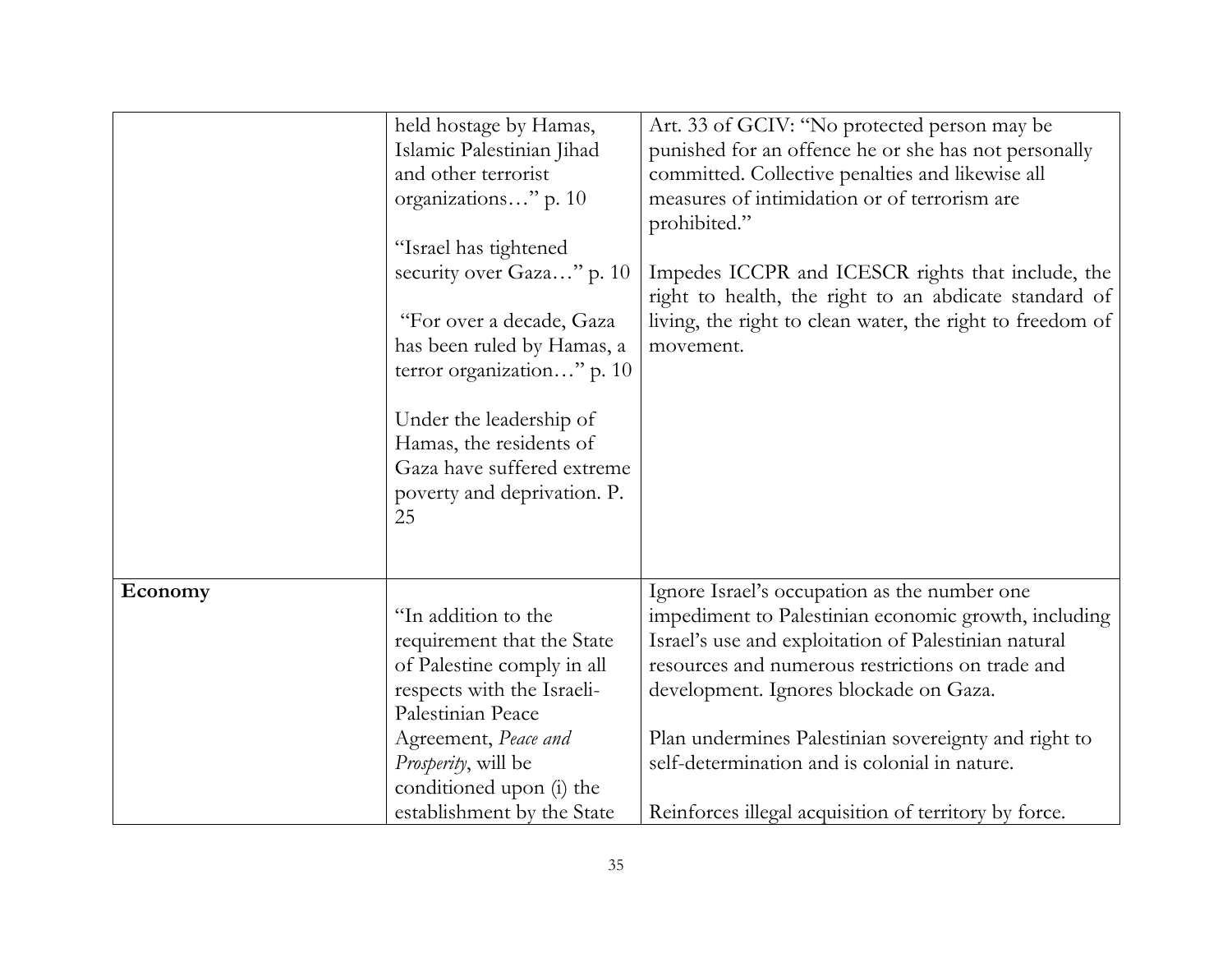| | | |
|---|---|---|
| | held hostage by Hamas, Islamic Palestinian Jihad and other terrorist organizations…" p. 10<br><br>"Israel has tightened security over Gaza…" p. 10<br><br>"For over a decade, Gaza has been ruled by Hamas, a terror organization…" p. 10<br><br>Under the leadership of Hamas, the residents of Gaza have suffered extreme poverty and deprivation. P. 25 | Art. 33 of GCIV: "No protected person may be punished for an offence he or she has not personally committed. Collective penalties and likewise all measures of intimidation or of terrorism are prohibited."<br><br>Impedes ICCPR and ICESCR rights that include, the right to health, the right to an abdicate standard of living, the right to clean water, the right to freedom of movement. |
| **Economy** | "In addition to the requirement that the State of Palestine comply in all respects with the Israeli-Palestinian Peace Agreement, *Peace and Prosperity*, will be conditioned upon (i) the establishment by the State | Ignore Israel's occupation as the number one impediment to Palestinian economic growth, including Israel's use and exploitation of Palestinian natural resources and numerous restrictions on trade and development. Ignores blockade on Gaza.<br><br>Plan undermines Palestinian sovereignty and right to self-determination and is colonial in nature.<br><br>Reinforces illegal acquisition of territory by force. |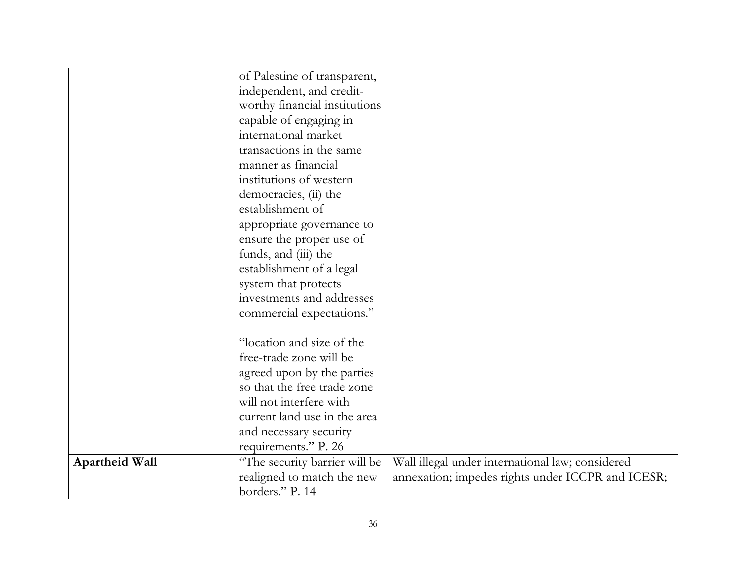| | | |
|---|---|---|
| | of Palestine of transparent, independent, and credit-worthy financial institutions capable of engaging in international market transactions in the same manner as financial institutions of western democracies, (ii) the establishment of appropriate governance to ensure the proper use of funds, and (iii) the establishment of a legal system that protects investments and addresses commercial expectations."<br><br>"location and size of the free-trade zone will be agreed upon by the parties so that the free trade zone will not interfere with current land use in the area and necessary security requirements." P. 26 | |
| **Apartheid Wall** | "The security barrier will be realigned to match the new borders." P. 14 | Wall illegal under international law; considered annexation; impedes rights under ICCPR and ICESR; |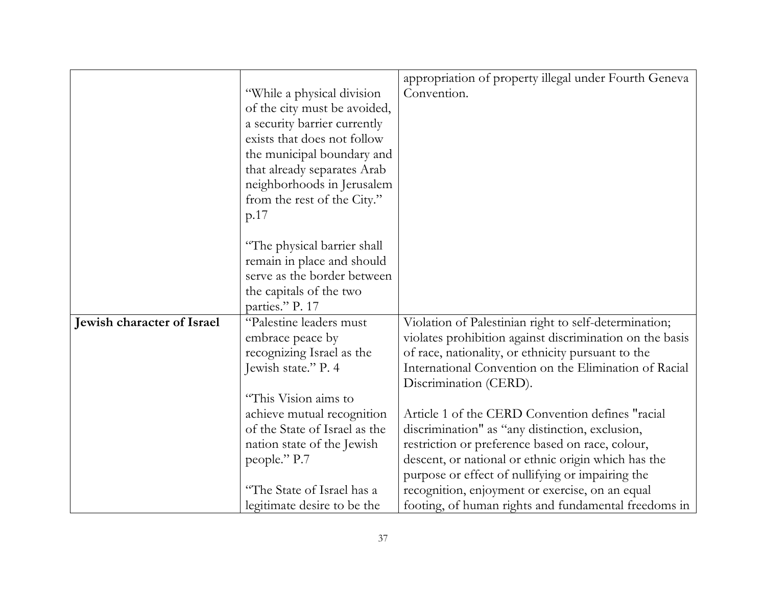| | | |
|---|---|---|
| | "While a physical division of the city must be avoided, a security barrier currently exists that does not follow the municipal boundary and that already separates Arab neighborhoods in Jerusalem from the rest of the City." p.17<br><br>"The physical barrier shall remain in place and should serve as the border between the capitals of the two parties." P. 17 | appropriation of property illegal under Fourth Geneva Convention. |
| **Jewish character of Israel** | "Palestine leaders must embrace peace by recognizing Israel as the Jewish state." P. 4<br><br>"This Vision aims to achieve mutual recognition of the State of Israel as the nation state of the Jewish people." P.7<br><br>"The State of Israel has a legitimate desire to be the | Violation of Palestinian right to self-determination; violates prohibition against discrimination on the basis of race, nationality, or ethnicity pursuant to the International Convention on the Elimination of Racial Discrimination (CERD).<br><br>Article 1 of the CERD Convention defines "racial discrimination" as "any distinction, exclusion, restriction or preference based on race, colour, descent, or national or ethnic origin which has the purpose or effect of nullifying or impairing the recognition, enjoyment or exercise, on an equal footing, of human rights and fundamental freedoms in |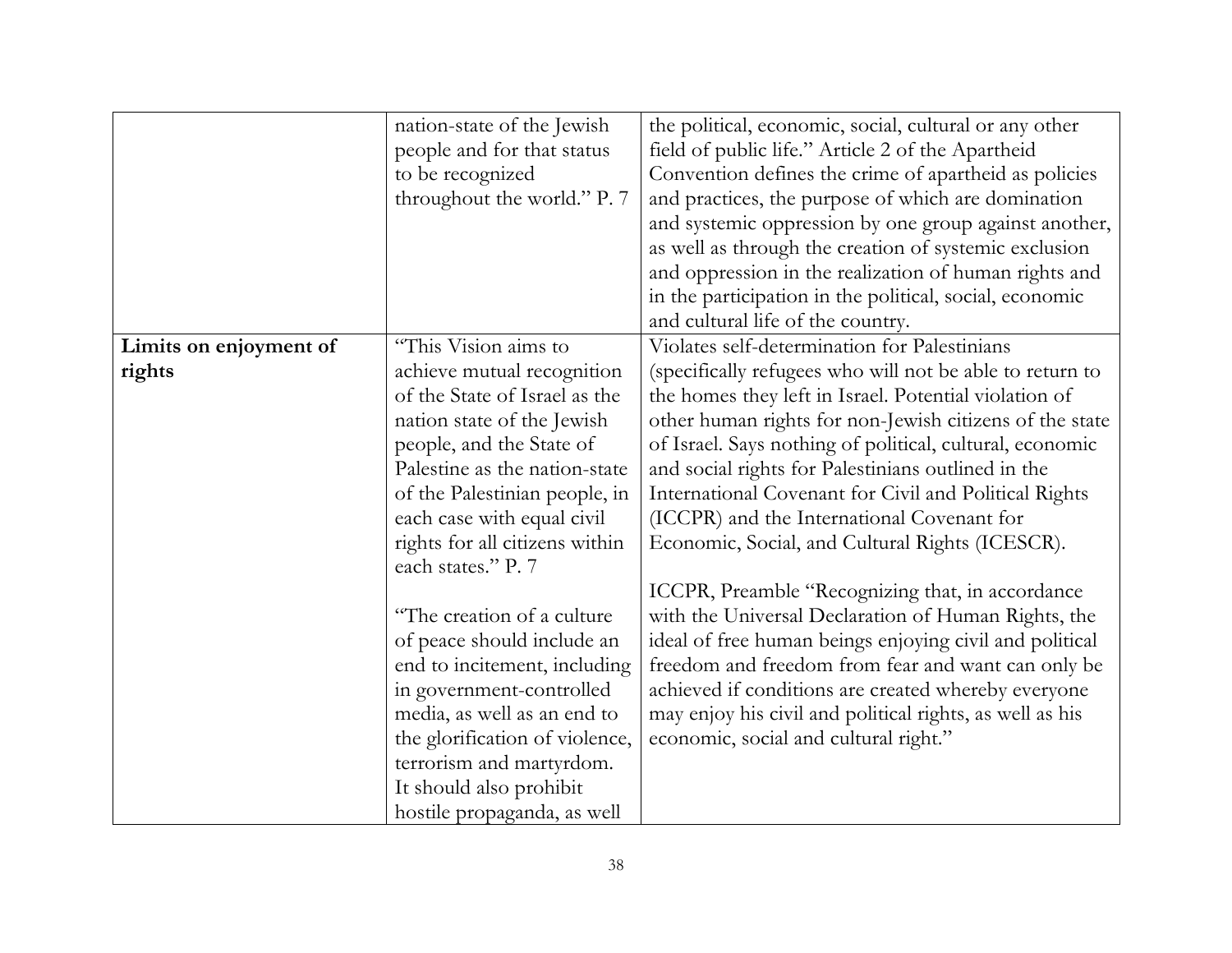| | | |
|---|---|---|
| | nation-state of the Jewish people and for that status to be recognized throughout the world." P. 7 | the political, economic, social, cultural or any other field of public life." Article 2 of the Apartheid Convention defines the crime of apartheid as policies and practices, the purpose of which are domination and systemic oppression by one group against another, as well as through the creation of systemic exclusion and oppression in the realization of human rights and in the participation in the political, social, economic and cultural life of the country. |
| **Limits on enjoyment of rights** | "This Vision aims to achieve mutual recognition of the State of Israel as the nation state of the Jewish people, and the State of Palestine as the nation-state of the Palestinian people, in each case with equal civil rights for all citizens within each states." P. 7<br><br>"The creation of a culture of peace should include an end to incitement, including in government-controlled media, as well as an end to the glorification of violence, terrorism and martyrdom. It should also prohibit hostile propaganda, as well | Violates self-determination for Palestinians (specifically refugees who will not be able to return to the homes they left in Israel. Potential violation of other human rights for non-Jewish citizens of the state of Israel. Says nothing of political, cultural, economic and social rights for Palestinians outlined in the International Covenant for Civil and Political Rights (ICCPR) and the International Covenant for Economic, Social, and Cultural Rights (ICESCR).<br><br>ICCPR, Preamble "Recognizing that, in accordance with the Universal Declaration of Human Rights, the ideal of free human beings enjoying civil and political freedom and freedom from fear and want can only be achieved if conditions are created whereby everyone may enjoy his civil and political rights, as well as his economic, social and cultural right." |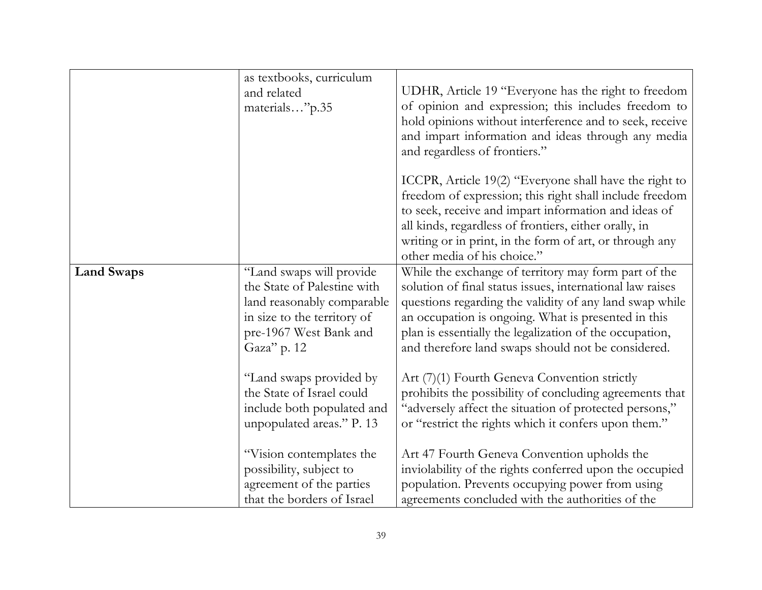| | | |
|---|---|---|
| | as textbooks, curriculum and related materials…"p.35 | UDHR, Article 19 "Everyone has the right to freedom of opinion and expression; this includes freedom to hold opinions without interference and to seek, receive and impart information and ideas through any media and regardless of frontiers."<br><br>ICCPR, Article 19(2) "Everyone shall have the right to freedom of expression; this right shall include freedom to seek, receive and impart information and ideas of all kinds, regardless of frontiers, either orally, in writing or in print, in the form of art, or through any other media of his choice." |
| **Land Swaps** | "Land swaps will provide the State of Palestine with land reasonably comparable in size to the territory of pre-1967 West Bank and Gaza" p. 12<br><br>"Land swaps provided by the State of Israel could include both populated and unpopulated areas." P. 13<br><br>"Vision contemplates the possibility, subject to agreement of the parties that the borders of Israel | While the exchange of territory may form part of the solution of final status issues, international law raises questions regarding the validity of any land swap while an occupation is ongoing. What is presented in this plan is essentially the legalization of the occupation, and therefore land swaps should not be considered.<br><br>Art (7)(1) Fourth Geneva Convention strictly prohibits the possibility of concluding agreements that "adversely affect the situation of protected persons," or "restrict the rights which it confers upon them."<br><br>Art 47 Fourth Geneva Convention upholds the inviolability of the rights conferred upon the occupied population. Prevents occupying power from using agreements concluded with the authorities of the |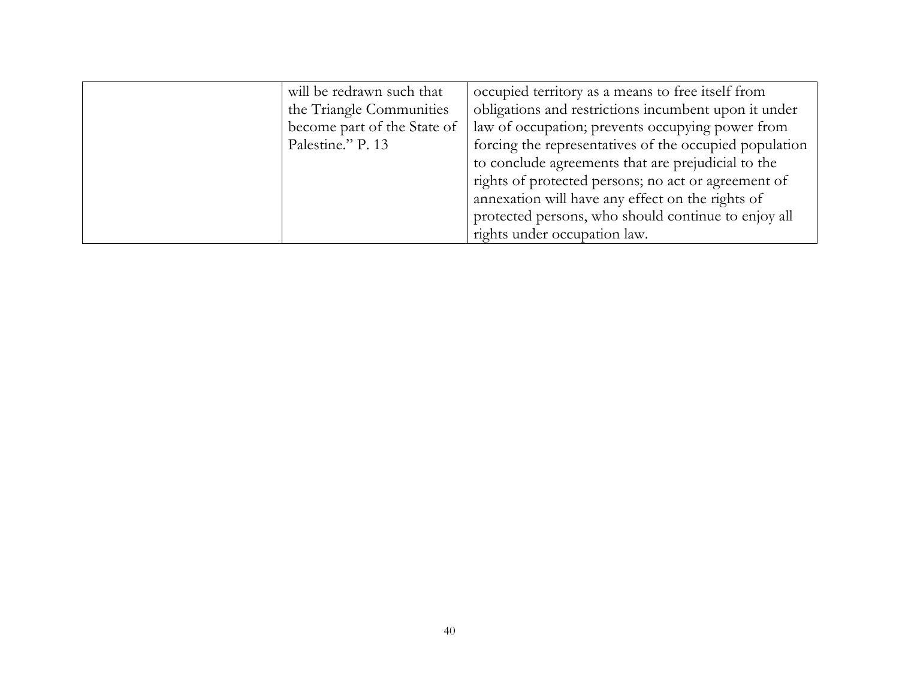| | | |
|---|---|---|
| | will be redrawn such that the Triangle Communities become part of the State of Palestine." P. 13 | occupied territory as a means to free itself from obligations and restrictions incumbent upon it under law of occupation; prevents occupying power from forcing the representatives of the occupied population to conclude agreements that are prejudicial to the rights of protected persons; no act or agreement of annexation will have any effect on the rights of protected persons, who should continue to enjoy all rights under occupation law. |